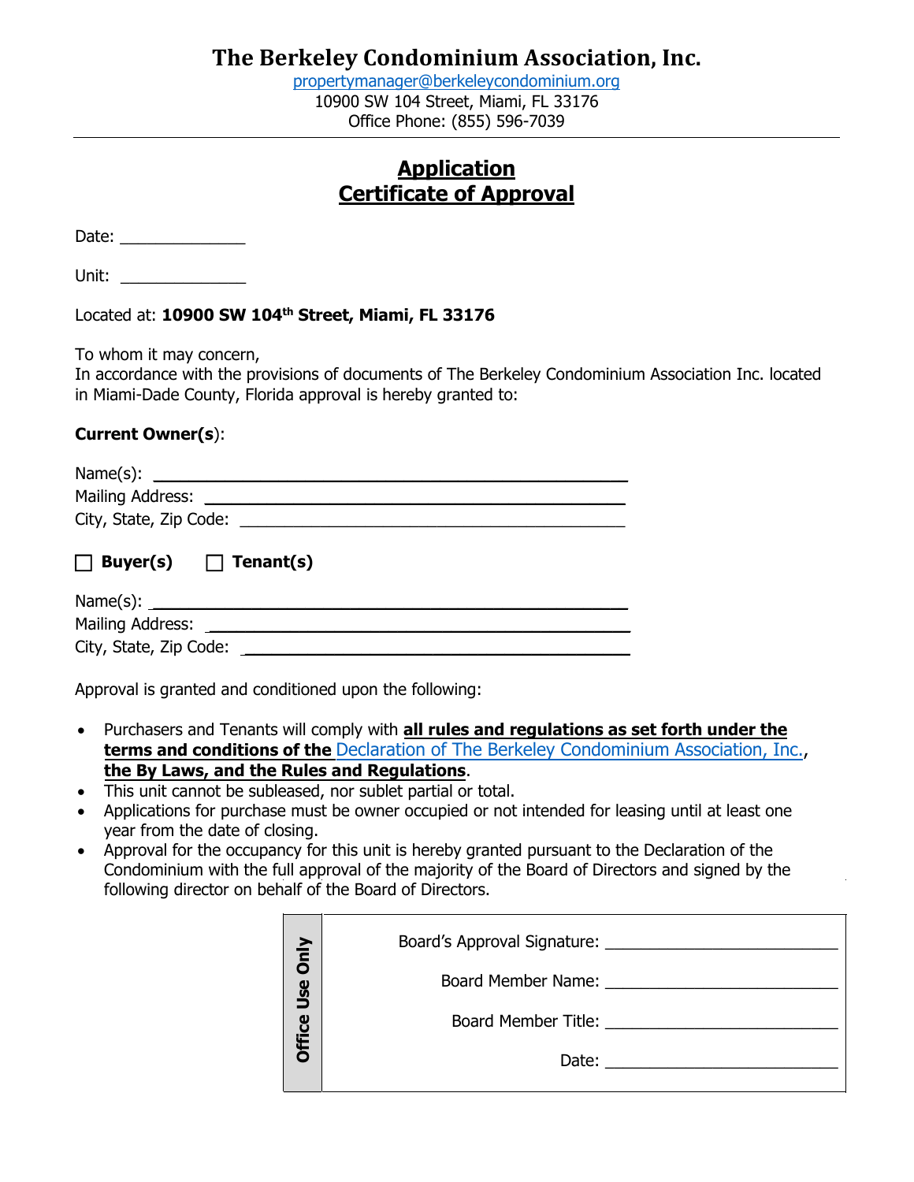# The Berkeley Condominium Association, Inc.

propertymanager@berkeleycondominium.org
10900 SW 104 Street, Miami, FL 33176
Office Phone: (855) 596-7039

## Application
## Certificate of Approval

Date: ______________

Unit: ______________

Located at: **10900 SW 104th Street, Miami, FL 33176**

To whom it may concern,
In accordance with the provisions of documents of The Berkeley Condominium Association Inc. located in Miami-Dade County, Florida approval is hereby granted to:

**Current Owner(s)**:

Name(s): ______________________________________________
Mailing Address: ________________________________________
City, State, Zip Code: ____________________________________

☐ **Buyer(s)** ☐ **Tenant(s)**

Name(s): ______________________________________________
Mailing Address: ________________________________________
City, State, Zip Code: ____________________________________

Approval is granted and conditioned upon the following:

- Purchasers and Tenants will comply with **all rules and regulations as set forth under the terms and conditions of the** Declaration of The Berkeley Condominium Association, Inc., **the By Laws, and the Rules and Regulations**.
- This unit cannot be subleased, nor sublet partial or total.
- Applications for purchase must be owner occupied or not intended for leasing until at least one year from the date of closing.
- Approval for the occupancy for this unit is hereby granted pursuant to the Declaration of the Condominium with the full approval of the majority of the Board of Directors and signed by the following director on behalf of the Board of Directors.

**Office Use Only**

Board's Approval Signature: __________________________

Board Member Name: __________________________

Board Member Title: __________________________

Date: __________________________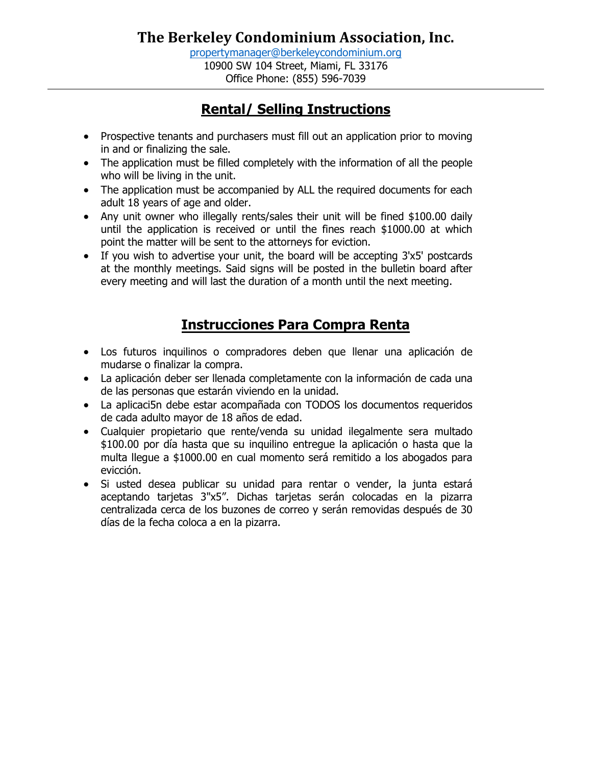# The Berkeley Condominium Association, Inc.

propertymanager@berkeleycondominium.org
10900 SW 104 Street, Miami, FL 33176
Office Phone: (855) 596-7039

---

## Rental/ Selling Instructions

- Prospective tenants and purchasers must fill out an application prior to moving in and or finalizing the sale.
- The application must be filled completely with the information of all the people who will be living in the unit.
- The application must be accompanied by ALL the required documents for each adult 18 years of age and older.
- Any unit owner who illegally rents/sales their unit will be fined $100.00 daily until the application is received or until the fines reach $1000.00 at which point the matter will be sent to the attorneys for eviction.
- If you wish to advertise your unit, the board will be accepting 3'x5' postcards at the monthly meetings. Said signs will be posted in the bulletin board after every meeting and will last the duration of a month until the next meeting.

## Instrucciones Para Compra Renta

- Los futuros inquilinos o compradores deben que llenar una aplicación de mudarse o finalizar la compra.
- La aplicación deber ser llenada completamente con la información de cada una de las personas que estarán viviendo en la unidad.
- La aplicaci5n debe estar acompañada con TODOS los documentos requeridos de cada adulto mayor de 18 años de edad.
- Cualquier propietario que rente/venda su unidad ilegalmente sera multado $100.00 por día hasta que su inquilino entregue la aplicación o hasta que la multa llegue a $1000.00 en cual momento será remitido a los abogados para evicción.
- Si usted desea publicar su unidad para rentar o vender, la junta estará aceptando tarjetas 3"x5". Dichas tarjetas serán colocadas en la pizarra centralizada cerca de los buzones de correo y serán removidas después de 30 días de la fecha coloca a en la pizarra.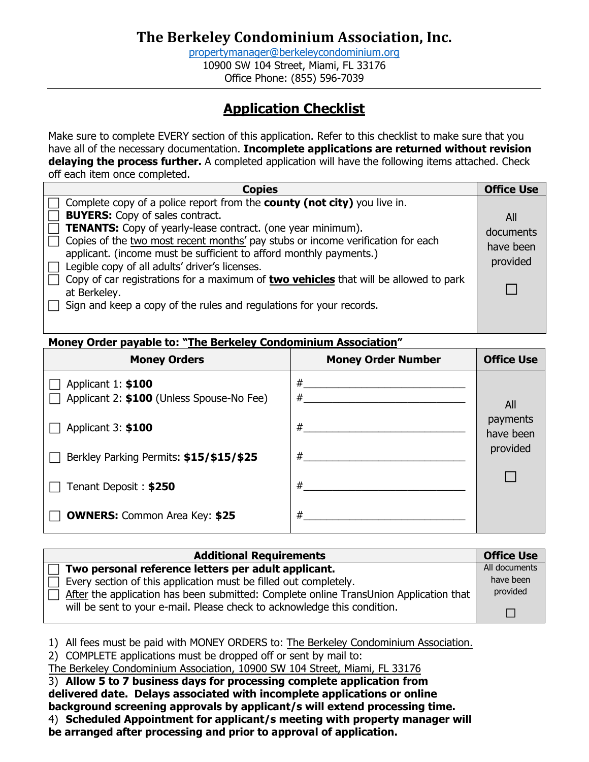# The Berkeley Condominium Association, Inc.

propertymanager@berkeleycondominium.org
10900 SW 104 Street, Miami, FL 33176
Office Phone: (855) 596-7039

## Application Checklist

Make sure to complete EVERY section of this application. Refer to this checklist to make sure that you have all of the necessary documentation. **Incomplete applications are returned without revision delaying the process further.** A completed application will have the following items attached. Check off each item once completed.

| Copies | Office Use |
|---|---|
| ☐ Complete copy of a police report from the **county (not city)** you live in.<br>☐ **BUYERS:** Copy of sales contract.<br>☐ **TENANTS:** Copy of yearly-lease contract. (one year minimum).<br>☐ Copies of the two most recent months' pay stubs or income verification for each applicant. (income must be sufficient to afford monthly payments.)<br>☐ Legible copy of all adults' driver's licenses.<br>☐ Copy of car registrations for a maximum of **two vehicles** that will be allowed to park at Berkeley.<br>☐ Sign and keep a copy of the rules and regulations for your records. | All documents have been provided<br><br>☐ |

**Money Order payable to: "The Berkeley Condominium Association"**

| Money Orders | Money Order Number | Office Use |
|---|---|---|
| ☐ Applicant 1: **$100**<br>☐ Applicant 2: **$100** (Unless Spouse-No Fee) | #\_\_\_\_\_\_\_\_\_\_\_\_\_\_\_\_\_\_\_\_<br>#\_\_\_\_\_\_\_\_\_\_\_\_\_\_\_\_\_\_\_\_ | All payments have been provided<br><br>☐ |
| ☐ Applicant 3: **$100** | #\_\_\_\_\_\_\_\_\_\_\_\_\_\_\_\_\_\_\_\_ | |
| ☐ Berkley Parking Permits: **$15/$15/$25** | #\_\_\_\_\_\_\_\_\_\_\_\_\_\_\_\_\_\_\_\_ | |
| ☐ Tenant Deposit : **$250** | #\_\_\_\_\_\_\_\_\_\_\_\_\_\_\_\_\_\_\_\_ | |
| ☐ **OWNERS:** Common Area Key: **$25** | #\_\_\_\_\_\_\_\_\_\_\_\_\_\_\_\_\_\_\_\_ | |

| Additional Requirements | Office Use |
|---|---|
| ☐ **Two personal reference letters per adult applicant.**<br>☐ Every section of this application must be filled out completely.<br>☐ After the application has been submitted: Complete online TransUnion Application that will be sent to your e-mail. Please check to acknowledge this condition. | All documents have been provided<br><br>☐ |

1) All fees must be paid with MONEY ORDERS to: The Berkeley Condominium Association.
2) COMPLETE applications must be dropped off or sent by mail to:
The Berkeley Condominium Association, 10900 SW 104 Street, Miami, FL 33176
3) **Allow 5 to 7 business days for processing complete application from delivered date. Delays associated with incomplete applications or online background screening approvals by applicant/s will extend processing time.**
4) **Scheduled Appointment for applicant/s meeting with property manager will be arranged after processing and prior to approval of application.**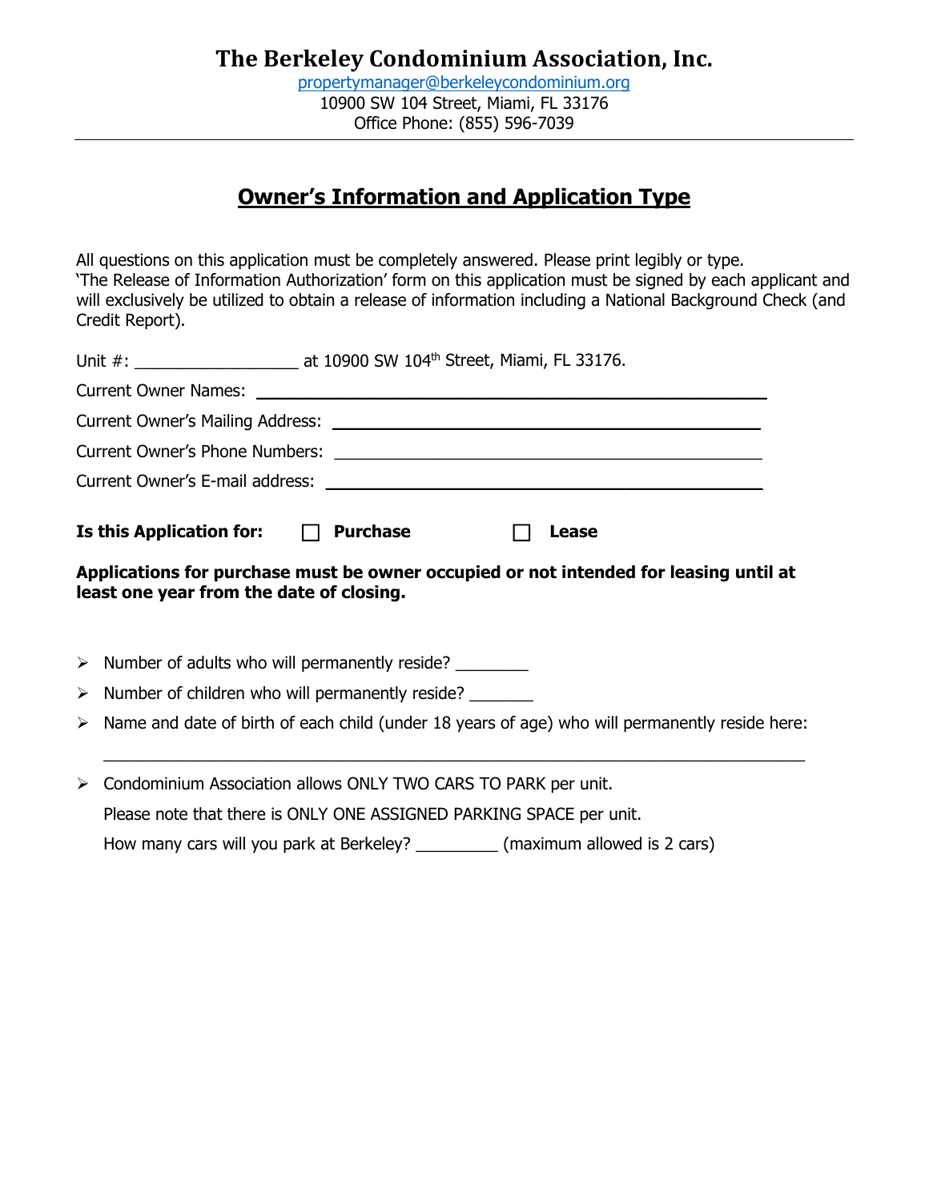# The Berkeley Condominium Association, Inc.

propertymanager@berkeleycondominium.org
10900 SW 104 Street, Miami, FL 33176
Office Phone: (855) 596-7039

---

## Owner's Information and Application Type

All questions on this application must be completely answered. Please print legibly or type.
'The Release of Information Authorization' form on this application must be signed by each applicant and will exclusively be utilized to obtain a release of information including a National Background Check (and Credit Report).

Unit #: ___________________ at 10900 SW 104th Street, Miami, FL 33176.

Current Owner Names: ______________________________________________

Current Owner's Mailing Address: ______________________________________________

Current Owner's Phone Numbers: ______________________________________________

Current Owner's E-mail address: ______________________________________________

**Is this Application for:** ☐ **Purchase** ☐ **Lease**

**Applications for purchase must be owner occupied or not intended for leasing until at least one year from the date of closing.**

- Number of adults who will permanently reside? ________
- Number of children who will permanently reside? _______
- Name and date of birth of each child (under 18 years of age) who will permanently reside here:

  ______________________________________________________________________________

- Condominium Association allows ONLY TWO CARS TO PARK per unit.

  Please note that there is ONLY ONE ASSIGNED PARKING SPACE per unit.

  How many cars will you park at Berkeley? _________ (maximum allowed is 2 cars)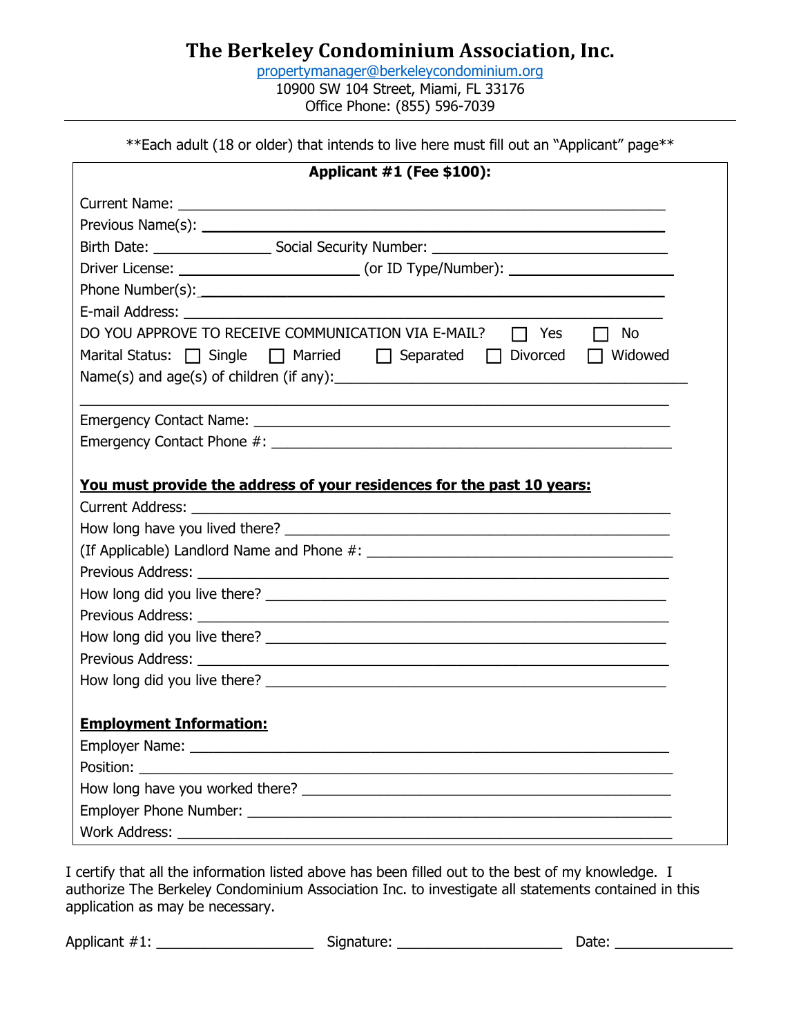# The Berkeley Condominium Association, Inc.

propertymanager@berkeleycondominium.org
10900 SW 104 Street, Miami, FL 33176
Office Phone: (855) 596-7039

**Each adult (18 or older) that intends to live here must fill out an "Applicant" page**

**Applicant #1 (Fee $100):**

Current Name: ______________________________________________

Previous Name(s): ______________________________________________

Birth Date: _______________ Social Security Number: ____________________________

Driver License: ______________________ (or ID Type/Number): ______________________

Phone Number(s): ______________________________________________

E-mail Address: ______________________________________________

DO YOU APPROVE TO RECEIVE COMMUNICATION VIA E-MAIL? ☐ Yes ☐ No

Marital Status: ☐ Single ☐ Married ☐ Separated ☐ Divorced ☐ Widowed

Name(s) and age(s) of children (if any): ______________________________________________

______________________________________________

Emergency Contact Name: ______________________________________________

Emergency Contact Phone #: ______________________________________________

**<u>You must provide the address of your residences for the past 10 years:</u>**

Current Address: ______________________________________________

How long have you lived there? ______________________________________________

(If Applicable) Landlord Name and Phone #: ______________________________________________

Previous Address: ______________________________________________

How long did you live there? ______________________________________________

Previous Address: ______________________________________________

How long did you live there? ______________________________________________

Previous Address: ______________________________________________

How long did you live there? ______________________________________________

**<u>Employment Information:</u>**

Employer Name: ______________________________________________

Position: ______________________________________________

How long have you worked there? ______________________________________________

Employer Phone Number: ______________________________________________

Work Address: ______________________________________________

I certify that all the information listed above has been filled out to the best of my knowledge. I authorize The Berkeley Condominium Association Inc. to investigate all statements contained in this application as may be necessary.

Applicant #1: ____________________ Signature: ____________________ Date: _______________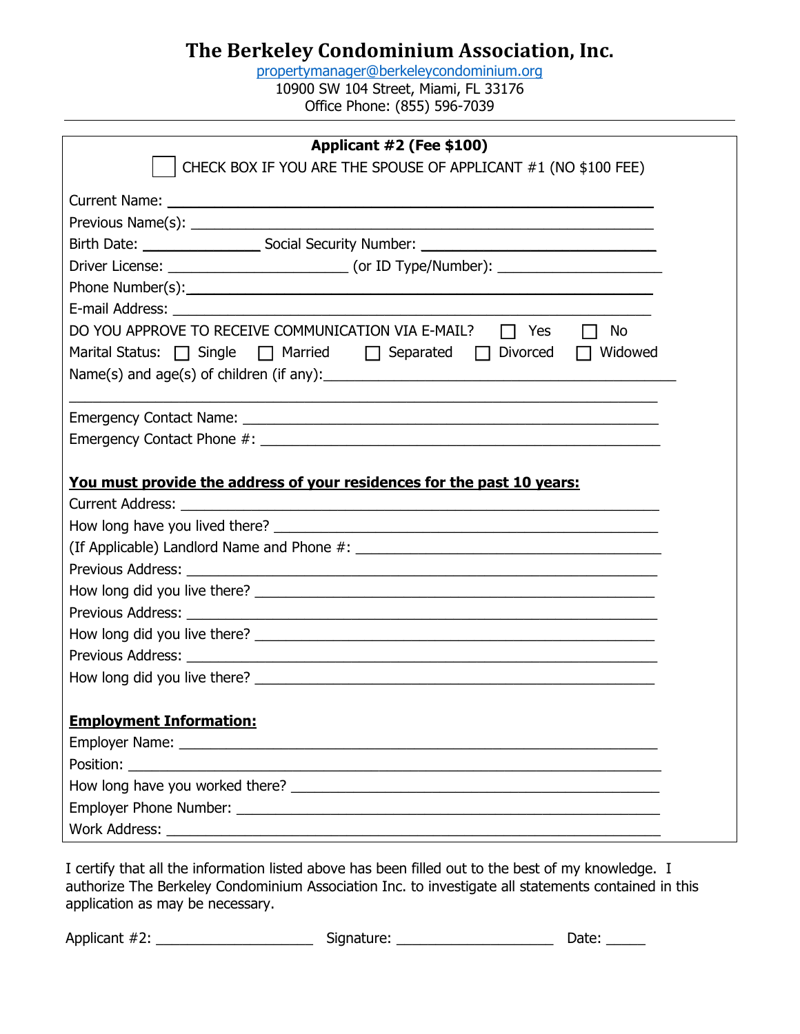# The Berkeley Condominium Association, Inc.

propertymanager@berkeleycondominium.org
10900 SW 104 Street, Miami, FL 33176
Office Phone: (855) 596-7039

---

**Applicant #2 (Fee $100)**

☐ CHECK BOX IF YOU ARE THE SPOUSE OF APPLICANT #1 (NO $100 FEE)

Current Name: ______________________________________________

Previous Name(s): ______________________________________________

Birth Date: ______________ Social Security Number: ______________________

Driver License: ____________________ (or ID Type/Number): ____________________

Phone Number(s): ______________________________________________

E-mail Address: ______________________________________________

DO YOU APPROVE TO RECEIVE COMMUNICATION VIA E-MAIL? ☐ Yes ☐ No

Marital Status: ☐ Single ☐ Married ☐ Separated ☐ Divorced ☐ Widowed

Name(s) and age(s) of children (if any): ______________________________________________

______________________________________________

Emergency Contact Name: ______________________________________________

Emergency Contact Phone #: ______________________________________________

**<u>You must provide the address of your residences for the past 10 years:</u>**

Current Address: ______________________________________________

How long have you lived there? ______________________________________________

(If Applicable) Landlord Name and Phone #: ______________________________________________

Previous Address: ______________________________________________

How long did you live there? ______________________________________________

Previous Address: ______________________________________________

How long did you live there? ______________________________________________

Previous Address: ______________________________________________

How long did you live there? ______________________________________________

**<u>Employment Information:</u>**

Employer Name: ______________________________________________

Position: ______________________________________________

How long have you worked there? ______________________________________________

Employer Phone Number: ______________________________________________

Work Address: ______________________________________________

I certify that all the information listed above has been filled out to the best of my knowledge. I authorize The Berkeley Condominium Association Inc. to investigate all statements contained in this application as may be necessary.

Applicant #2: ____________________ Signature: ____________________ Date: _____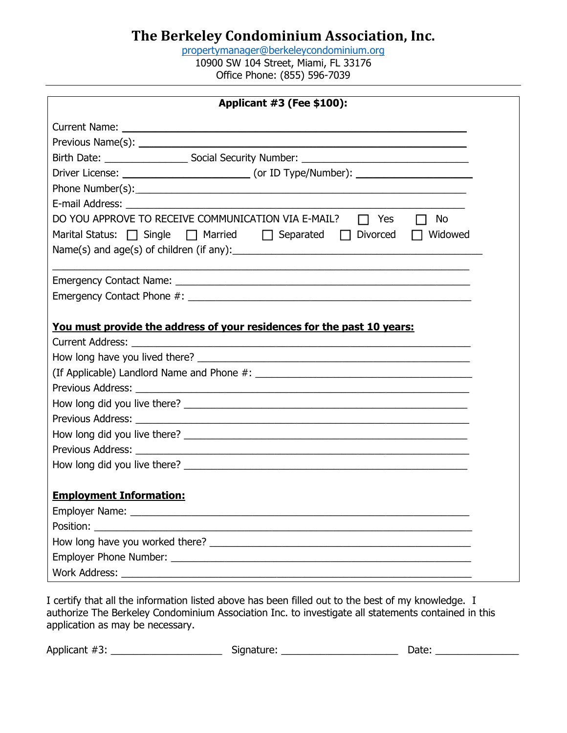# The Berkeley Condominium Association, Inc.

propertymanager@berkeleycondominium.org
10900 SW 104 Street, Miami, FL 33176
Office Phone: (855) 596-7039

---

**Applicant #3 (Fee $100):**

Current Name: ______________________________________________

Previous Name(s): ______________________________________________

Birth Date: ______________ Social Security Number: ____________________________

Driver License: ______________________ (or ID Type/Number): ____________________

Phone Number(s): ______________________________________________

E-mail Address: ______________________________________________

DO YOU APPROVE TO RECEIVE COMMUNICATION VIA E-MAIL? ☐ Yes ☐ No

Marital Status: ☐ Single ☐ Married ☐ Separated ☐ Divorced ☐ Widowed

Name(s) and age(s) of children (if any): ______________________________________________

______________________________________________

Emergency Contact Name: ______________________________________________

Emergency Contact Phone #: ______________________________________________

**<u>You must provide the address of your residences for the past 10 years:</u>**

Current Address: ______________________________________________

How long have you lived there? ______________________________________________

(If Applicable) Landlord Name and Phone #: ______________________________________________

Previous Address: ______________________________________________

How long did you live there? ______________________________________________

Previous Address: ______________________________________________

How long did you live there? ______________________________________________

Previous Address: ______________________________________________

How long did you live there? ______________________________________________

**<u>Employment Information:</u>**

Employer Name: ______________________________________________

Position: ______________________________________________

How long have you worked there? ______________________________________________

Employer Phone Number: ______________________________________________

Work Address: ______________________________________________

I certify that all the information listed above has been filled out to the best of my knowledge. I authorize The Berkeley Condominium Association Inc. to investigate all statements contained in this application as may be necessary.

Applicant #3: ____________________ Signature: ____________________ Date: ______________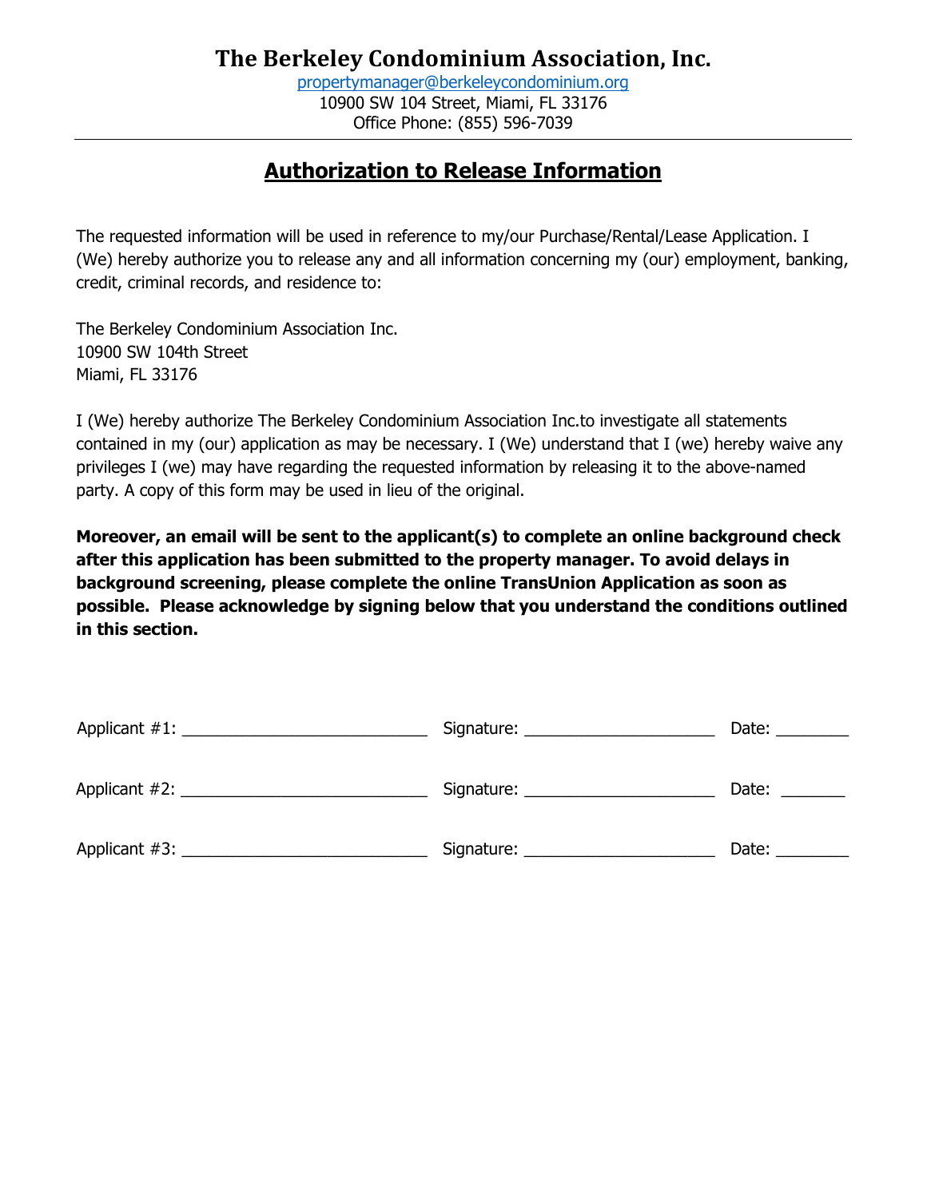# The Berkeley Condominium Association, Inc.

propertymanager@berkeleycondominium.org
10900 SW 104 Street, Miami, FL 33176
Office Phone: (855) 596-7039

---

## Authorization to Release Information

The requested information will be used in reference to my/our Purchase/Rental/Lease Application. I (We) hereby authorize you to release any and all information concerning my (our) employment, banking, credit, criminal records, and residence to:

The Berkeley Condominium Association Inc.
10900 SW 104th Street
Miami, FL 33176

I (We) hereby authorize The Berkeley Condominium Association Inc.to investigate all statements contained in my (our) application as may be necessary. I (We) understand that I (we) hereby waive any privileges I (we) may have regarding the requested information by releasing it to the above-named party. A copy of this form may be used in lieu of the original.

**Moreover, an email will be sent to the applicant(s) to complete an online background check after this application has been submitted to the property manager. To avoid delays in background screening, please complete the online TransUnion Application as soon as possible. Please acknowledge by signing below that you understand the conditions outlined in this section.**

Applicant #1: ___________________________ Signature: _____________________ Date: ________

Applicant #2: ___________________________ Signature: _____________________ Date: _______

Applicant #3: ___________________________ Signature: _____________________ Date: ________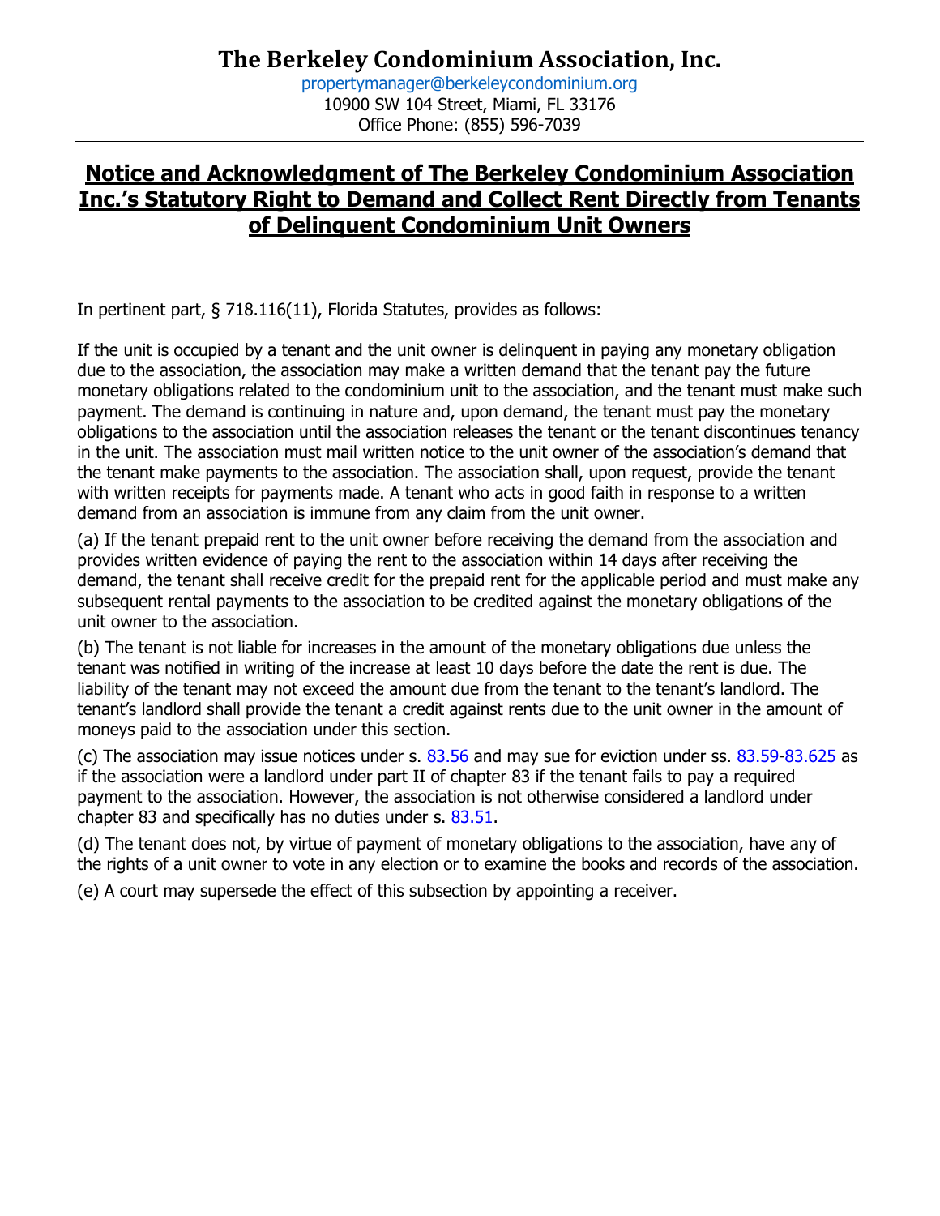# The Berkeley Condominium Association, Inc.

propertymanager@berkeleycondominium.org
10900 SW 104 Street, Miami, FL 33176
Office Phone: (855) 596-7039

## **Notice and Acknowledgment of The Berkeley Condominium Association Inc.'s Statutory Right to Demand and Collect Rent Directly from Tenants of Delinquent Condominium Unit Owners**

In pertinent part, § 718.116(11), Florida Statutes, provides as follows:

If the unit is occupied by a tenant and the unit owner is delinquent in paying any monetary obligation due to the association, the association may make a written demand that the tenant pay the future monetary obligations related to the condominium unit to the association, and the tenant must make such payment. The demand is continuing in nature and, upon demand, the tenant must pay the monetary obligations to the association until the association releases the tenant or the tenant discontinues tenancy in the unit. The association must mail written notice to the unit owner of the association's demand that the tenant make payments to the association. The association shall, upon request, provide the tenant with written receipts for payments made. A tenant who acts in good faith in response to a written demand from an association is immune from any claim from the unit owner.

(a) If the tenant prepaid rent to the unit owner before receiving the demand from the association and provides written evidence of paying the rent to the association within 14 days after receiving the demand, the tenant shall receive credit for the prepaid rent for the applicable period and must make any subsequent rental payments to the association to be credited against the monetary obligations of the unit owner to the association.

(b) The tenant is not liable for increases in the amount of the monetary obligations due unless the tenant was notified in writing of the increase at least 10 days before the date the rent is due. The liability of the tenant may not exceed the amount due from the tenant to the tenant's landlord. The tenant's landlord shall provide the tenant a credit against rents due to the unit owner in the amount of moneys paid to the association under this section.

(c) The association may issue notices under s. 83.56 and may sue for eviction under ss. 83.59-83.625 as if the association were a landlord under part II of chapter 83 if the tenant fails to pay a required payment to the association. However, the association is not otherwise considered a landlord under chapter 83 and specifically has no duties under s. 83.51.

(d) The tenant does not, by virtue of payment of monetary obligations to the association, have any of the rights of a unit owner to vote in any election or to examine the books and records of the association.

(e) A court may supersede the effect of this subsection by appointing a receiver.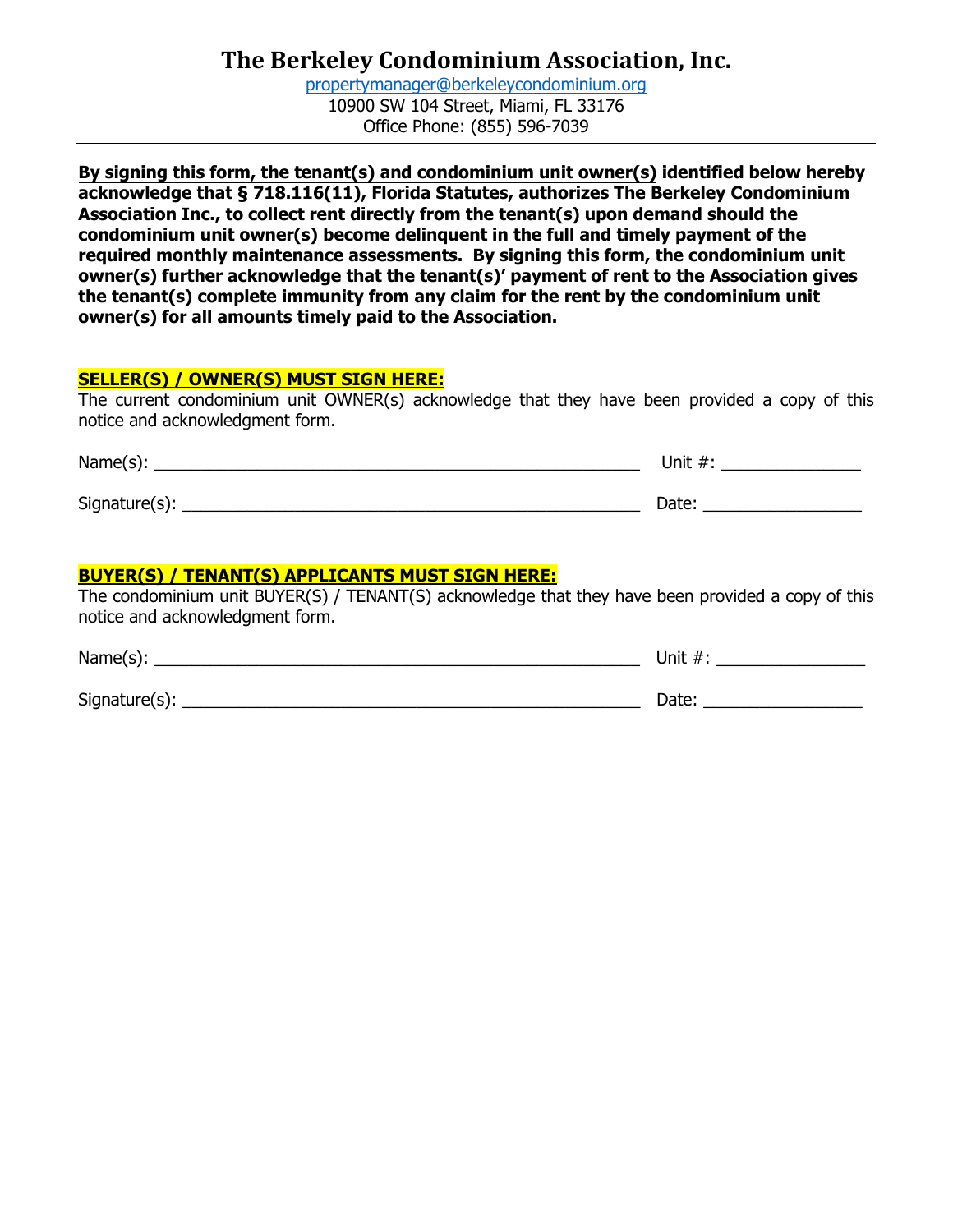# The Berkeley Condominium Association, Inc.

propertymanager@berkeleycondominium.org
10900 SW 104 Street, Miami, FL 33176
Office Phone: (855) 596-7039

---

**By signing this form, the tenant(s) and condominium unit owner(s) identified below hereby acknowledge that § 718.116(11), Florida Statutes, authorizes The Berkeley Condominium Association Inc., to collect rent directly from the tenant(s) upon demand should the condominium unit owner(s) become delinquent in the full and timely payment of the required monthly maintenance assessments. By signing this form, the condominium unit owner(s) further acknowledge that the tenant(s)' payment of rent to the Association gives the tenant(s) complete immunity from any claim for the rent by the condominium unit owner(s) for all amounts timely paid to the Association.**

**SELLER(S) / OWNER(S) MUST SIGN HERE:**

The current condominium unit OWNER(s) acknowledge that they have been provided a copy of this notice and acknowledgment form.

Name(s): ____________________________________________ Unit #: ______________

Signature(s): _________________________________________ Date: ________________

**BUYER(S) / TENANT(S) APPLICANTS MUST SIGN HERE:**

The condominium unit BUYER(S) / TENANT(S) acknowledge that they have been provided a copy of this notice and acknowledgment form.

Name(s): ____________________________________________ Unit #: ______________

Signature(s): _________________________________________ Date: ________________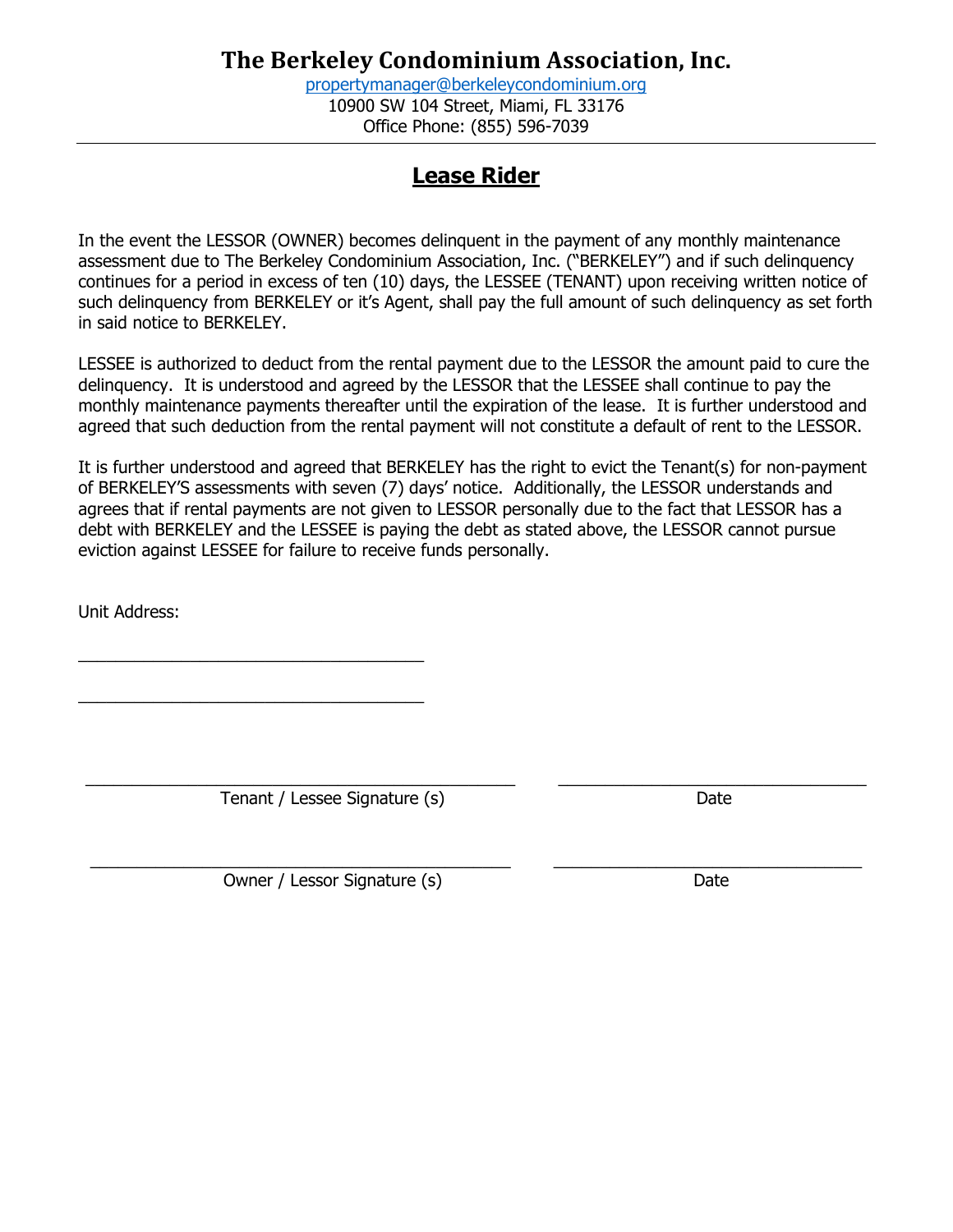# The Berkeley Condominium Association, Inc.

propertymanager@berkeleycondominium.org
10900 SW 104 Street, Miami, FL 33176
Office Phone: (855) 596-7039

---

## Lease Rider

In the event the LESSOR (OWNER) becomes delinquent in the payment of any monthly maintenance assessment due to The Berkeley Condominium Association, Inc. ("BERKELEY") and if such delinquency continues for a period in excess of ten (10) days, the LESSEE (TENANT) upon receiving written notice of such delinquency from BERKELEY or it's Agent, shall pay the full amount of such delinquency as set forth in said notice to BERKELEY.

LESSEE is authorized to deduct from the rental payment due to the LESSOR the amount paid to cure the delinquency. It is understood and agreed by the LESSOR that the LESSEE shall continue to pay the monthly maintenance payments thereafter until the expiration of the lease. It is further understood and agreed that such deduction from the rental payment will not constitute a default of rent to the LESSOR.

It is further understood and agreed that BERKELEY has the right to evict the Tenant(s) for non-payment of BERKELEY'S assessments with seven (7) days' notice. Additionally, the LESSOR understands and agrees that if rental payments are not given to LESSOR personally due to the fact that LESSOR has a debt with BERKELEY and the LESSEE is paying the debt as stated above, the LESSOR cannot pursue eviction against LESSEE for failure to receive funds personally.

Unit Address:

\_\_\_\_\_\_\_\_\_\_\_\_\_\_\_\_\_\_\_\_\_\_\_\_\_\_\_\_\_\_\_\_\_\_\_\_

\_\_\_\_\_\_\_\_\_\_\_\_\_\_\_\_\_\_\_\_\_\_\_\_\_\_\_\_\_\_\_\_\_\_\_\_

\_\_\_\_\_\_\_\_\_\_\_\_\_\_\_\_\_\_\_\_\_\_\_\_\_\_\_\_\_\_\_\_\_\_\_\_ \_\_\_\_\_\_\_\_\_\_\_\_\_\_\_\_\_\_\_\_\_\_\_\_\_\_\_\_\_\_
Tenant / Lessee Signature (s) Date

\_\_\_\_\_\_\_\_\_\_\_\_\_\_\_\_\_\_\_\_\_\_\_\_\_\_\_\_\_\_\_\_\_\_\_\_ \_\_\_\_\_\_\_\_\_\_\_\_\_\_\_\_\_\_\_\_\_\_\_\_\_\_\_\_\_\_
Owner / Lessor Signature (s) Date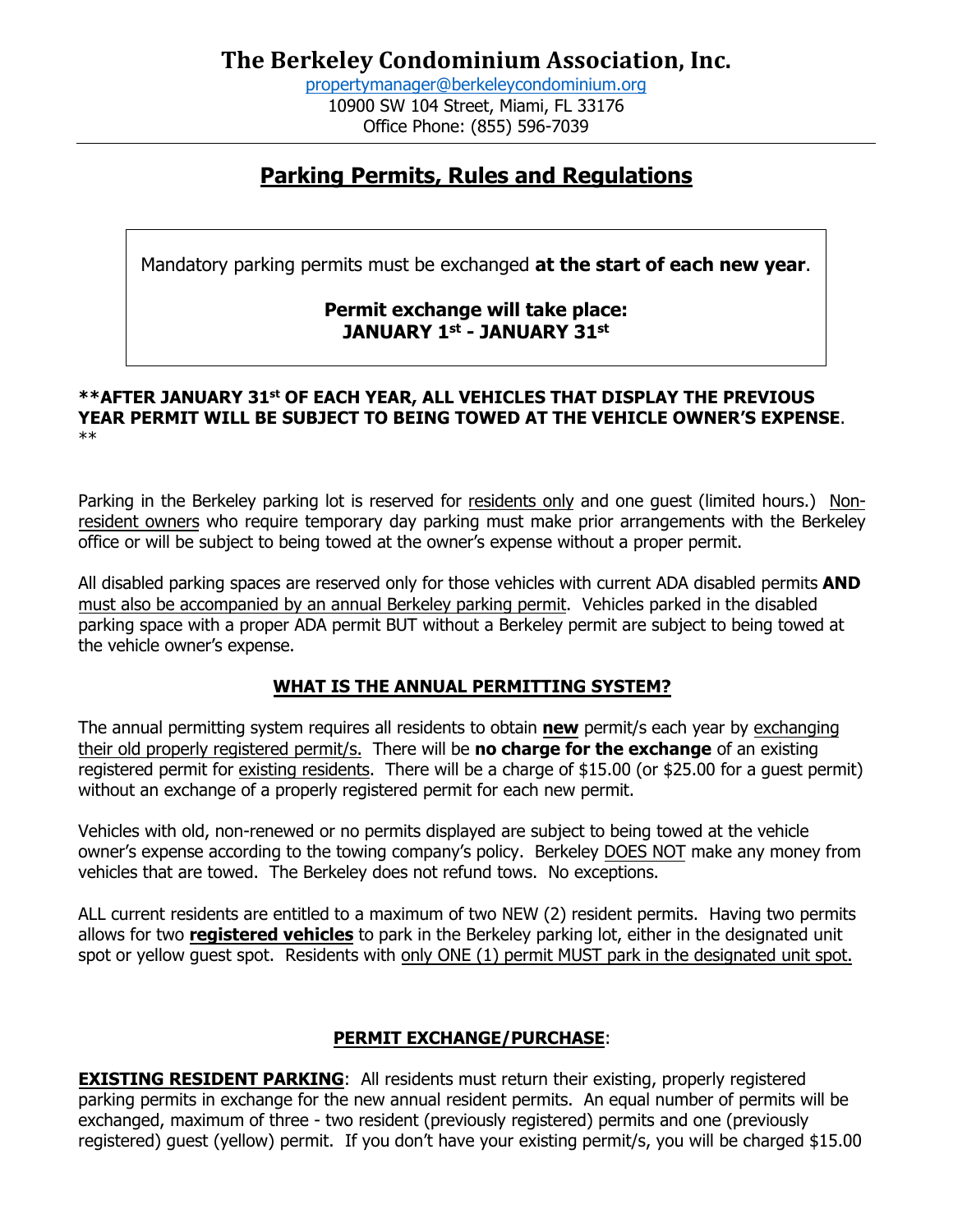# The Berkeley Condominium Association, Inc.

propertymanager@berkeleycondominium.org
10900 SW 104 Street, Miami, FL 33176
Office Phone: (855) 596-7039

---

## Parking Permits, Rules and Regulations

Mandatory parking permits must be exchanged **at the start of each new year**.

**Permit exchange will take place:**
**JANUARY 1st - JANUARY 31st**

****AFTER JANUARY 31st OF EACH YEAR, ALL VEHICLES THAT DISPLAY THE PREVIOUS YEAR PERMIT WILL BE SUBJECT TO BEING TOWED AT THE VEHICLE OWNER'S EXPENSE**. **

Parking in the Berkeley parking lot is reserved for residents only and one guest (limited hours.) Non-resident owners who require temporary day parking must make prior arrangements with the Berkeley office or will be subject to being towed at the owner's expense without a proper permit.

All disabled parking spaces are reserved only for those vehicles with current ADA disabled permits **AND** must also be accompanied by an annual Berkeley parking permit. Vehicles parked in the disabled parking space with a proper ADA permit BUT without a Berkeley permit are subject to being towed at the vehicle owner's expense.

### WHAT IS THE ANNUAL PERMITTING SYSTEM?

The annual permitting system requires all residents to obtain **new** permit/s each year by exchanging their old properly registered permit/s. There will be **no charge for the exchange** of an existing registered permit for existing residents. There will be a charge of $15.00 (or $25.00 for a guest permit) without an exchange of a properly registered permit for each new permit.

Vehicles with old, non-renewed or no permits displayed are subject to being towed at the vehicle owner's expense according to the towing company's policy. Berkeley DOES NOT make any money from vehicles that are towed. The Berkeley does not refund tows. No exceptions.

ALL current residents are entitled to a maximum of two NEW (2) resident permits. Having two permits allows for two **registered vehicles** to park in the Berkeley parking lot, either in the designated unit spot or yellow guest spot. Residents with only ONE (1) permit MUST park in the designated unit spot.

### PERMIT EXCHANGE/PURCHASE:

**EXISTING RESIDENT PARKING**: All residents must return their existing, properly registered parking permits in exchange for the new annual resident permits. An equal number of permits will be exchanged, maximum of three - two resident (previously registered) permits and one (previously registered) guest (yellow) permit. If you don't have your existing permit/s, you will be charged $15.00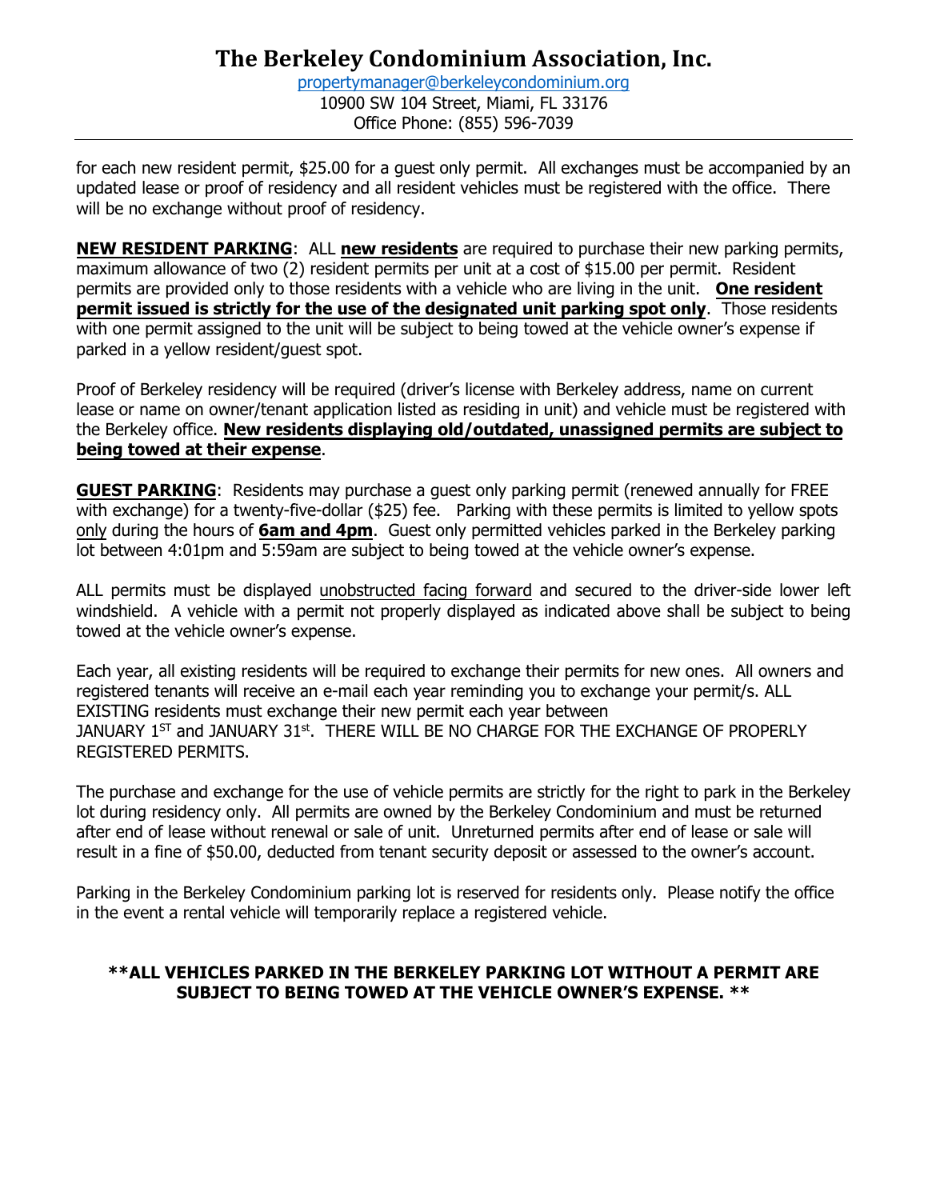for each new resident permit, $25.00 for a guest only permit. All exchanges must be accompanied by an updated lease or proof of residency and all resident vehicles must be registered with the office. There will be no exchange without proof of residency.

**NEW RESIDENT PARKING**: ALL **new residents** are required to purchase their new parking permits, maximum allowance of two (2) resident permits per unit at a cost of $15.00 per permit. Resident permits are provided only to those residents with a vehicle who are living in the unit. **One resident permit issued is strictly for the use of the designated unit parking spot only**. Those residents with one permit assigned to the unit will be subject to being towed at the vehicle owner's expense if parked in a yellow resident/guest spot.

Proof of Berkeley residency will be required (driver's license with Berkeley address, name on current lease or name on owner/tenant application listed as residing in unit) and vehicle must be registered with the Berkeley office. **New residents displaying old/outdated, unassigned permits are subject to being towed at their expense**.

**GUEST PARKING**: Residents may purchase a guest only parking permit (renewed annually for FREE with exchange) for a twenty-five-dollar ($25) fee. Parking with these permits is limited to yellow spots only during the hours of **6am and 4pm**. Guest only permitted vehicles parked in the Berkeley parking lot between 4:01pm and 5:59am are subject to being towed at the vehicle owner's expense.

ALL permits must be displayed unobstructed facing forward and secured to the driver-side lower left windshield. A vehicle with a permit not properly displayed as indicated above shall be subject to being towed at the vehicle owner's expense.

Each year, all existing residents will be required to exchange their permits for new ones. All owners and registered tenants will receive an e-mail each year reminding you to exchange your permit/s. ALL EXISTING residents must exchange their new permit each year between JANUARY 1ST and JANUARY 31st. THERE WILL BE NO CHARGE FOR THE EXCHANGE OF PROPERLY REGISTERED PERMITS.

The purchase and exchange for the use of vehicle permits are strictly for the right to park in the Berkeley lot during residency only. All permits are owned by the Berkeley Condominium and must be returned after end of lease without renewal or sale of unit. Unreturned permits after end of lease or sale will result in a fine of $50.00, deducted from tenant security deposit or assessed to the owner's account.

Parking in the Berkeley Condominium parking lot is reserved for residents only. Please notify the office in the event a rental vehicle will temporarily replace a registered vehicle.

**\*\*ALL VEHICLES PARKED IN THE BERKELEY PARKING LOT WITHOUT A PERMIT ARE SUBJECT TO BEING TOWED AT THE VEHICLE OWNER'S EXPENSE. \*\***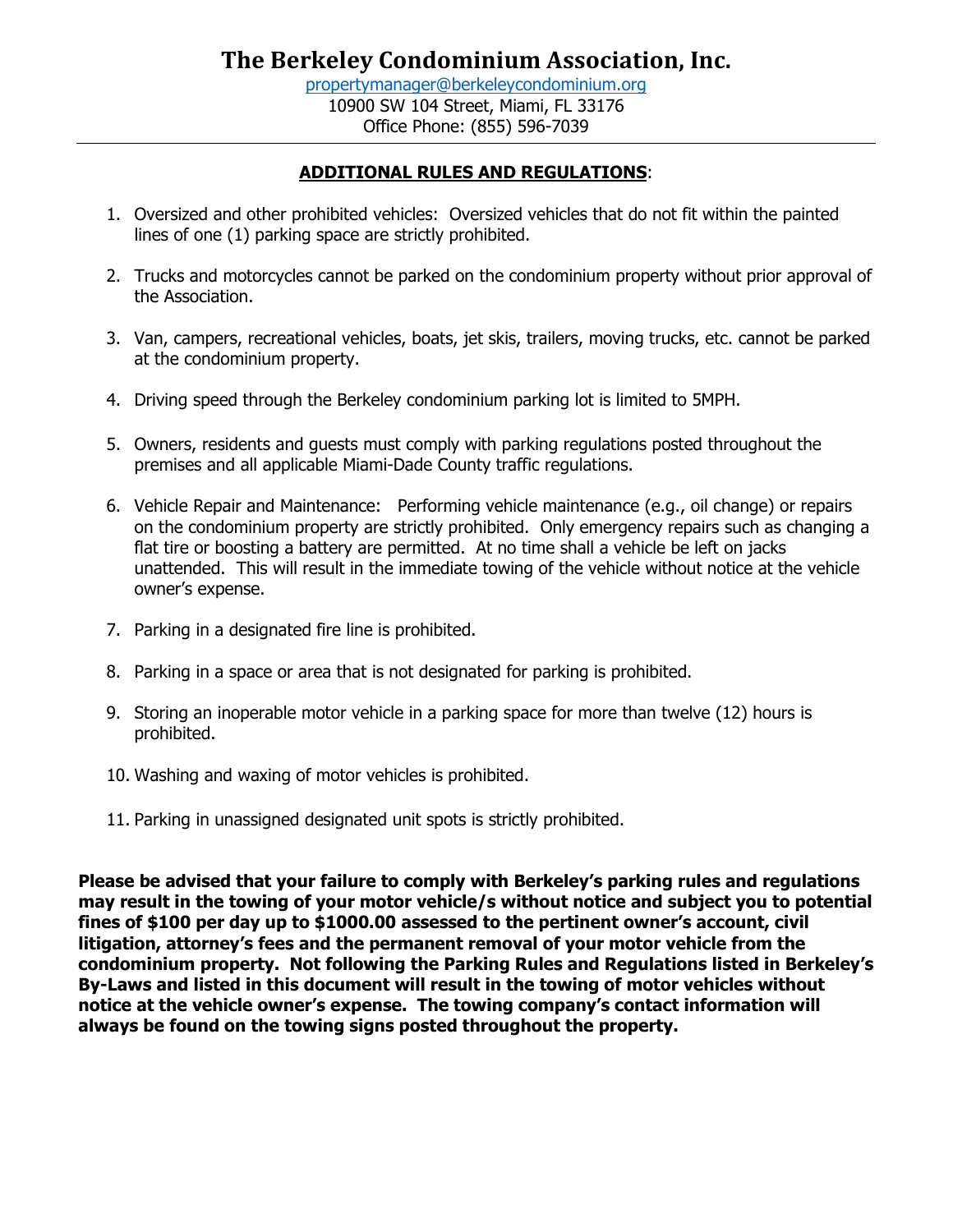# The Berkeley Condominium Association, Inc.

propertymanager@berkeleycondominium.org
10900 SW 104 Street, Miami, FL 33176
Office Phone: (855) 596-7039

---

## **ADDITIONAL RULES AND REGULATIONS**:

1. Oversized and other prohibited vehicles: Oversized vehicles that do not fit within the painted lines of one (1) parking space are strictly prohibited.

2. Trucks and motorcycles cannot be parked on the condominium property without prior approval of the Association.

3. Van, campers, recreational vehicles, boats, jet skis, trailers, moving trucks, etc. cannot be parked at the condominium property.

4. Driving speed through the Berkeley condominium parking lot is limited to 5MPH.

5. Owners, residents and guests must comply with parking regulations posted throughout the premises and all applicable Miami-Dade County traffic regulations.

6. Vehicle Repair and Maintenance: Performing vehicle maintenance (e.g., oil change) or repairs on the condominium property are strictly prohibited. Only emergency repairs such as changing a flat tire or boosting a battery are permitted. At no time shall a vehicle be left on jacks unattended. This will result in the immediate towing of the vehicle without notice at the vehicle owner's expense.

7. Parking in a designated fire line is prohibited.

8. Parking in a space or area that is not designated for parking is prohibited.

9. Storing an inoperable motor vehicle in a parking space for more than twelve (12) hours is prohibited.

10. Washing and waxing of motor vehicles is prohibited.

11. Parking in unassigned designated unit spots is strictly prohibited.

**Please be advised that your failure to comply with Berkeley's parking rules and regulations may result in the towing of your motor vehicle/s without notice and subject you to potential fines of $100 per day up to $1000.00 assessed to the pertinent owner's account, civil litigation, attorney's fees and the permanent removal of your motor vehicle from the condominium property. Not following the Parking Rules and Regulations listed in Berkeley's By-Laws and listed in this document will result in the towing of motor vehicles without notice at the vehicle owner's expense. The towing company's contact information will always be found on the towing signs posted throughout the property.**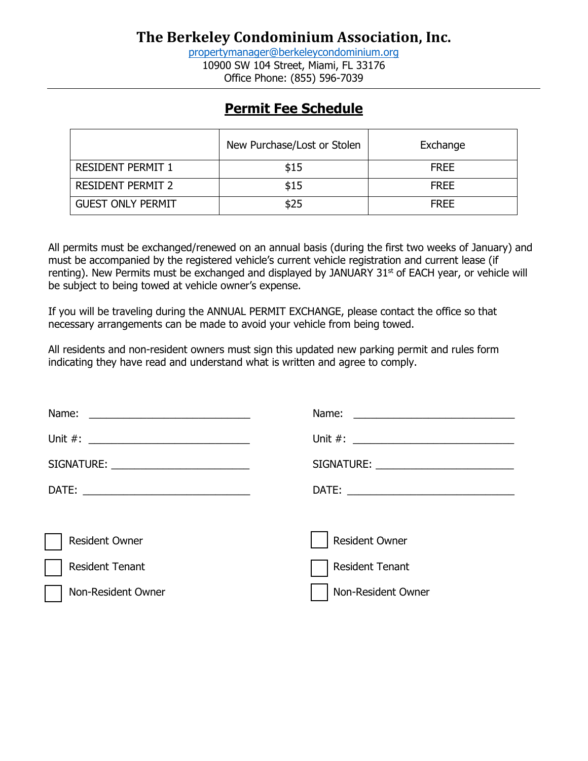# The Berkeley Condominium Association, Inc.

propertymanager@berkeleycondominium.org
10900 SW 104 Street, Miami, FL 33176
Office Phone: (855) 596-7039

## **Permit Fee Schedule**

| | New Purchase/Lost or Stolen | Exchange |
|---|---|---|
| RESIDENT PERMIT 1 | $15 | FREE |
| RESIDENT PERMIT 2 | $15 | FREE |
| GUEST ONLY PERMIT | $25 | FREE |

All permits must be exchanged/renewed on an annual basis (during the first two weeks of January) and must be accompanied by the registered vehicle's current vehicle registration and current lease (if renting). New Permits must be exchanged and displayed by JANUARY 31st of EACH year, or vehicle will be subject to being towed at vehicle owner's expense.

If you will be traveling during the ANNUAL PERMIT EXCHANGE, please contact the office so that necessary arrangements can be made to avoid your vehicle from being towed.

All residents and non-resident owners must sign this updated new parking permit and rules form indicating they have read and understand what is written and agree to comply.

Name: ___________________________

Unit #: ___________________________

SIGNATURE: ______________________

DATE: ____________________________

☐ Resident Owner

☐ Resident Tenant

☐ Non-Resident Owner

Name: ___________________________

Unit #: ___________________________

SIGNATURE: ______________________

DATE: ____________________________

☐ Resident Owner

☐ Resident Tenant

☐ Non-Resident Owner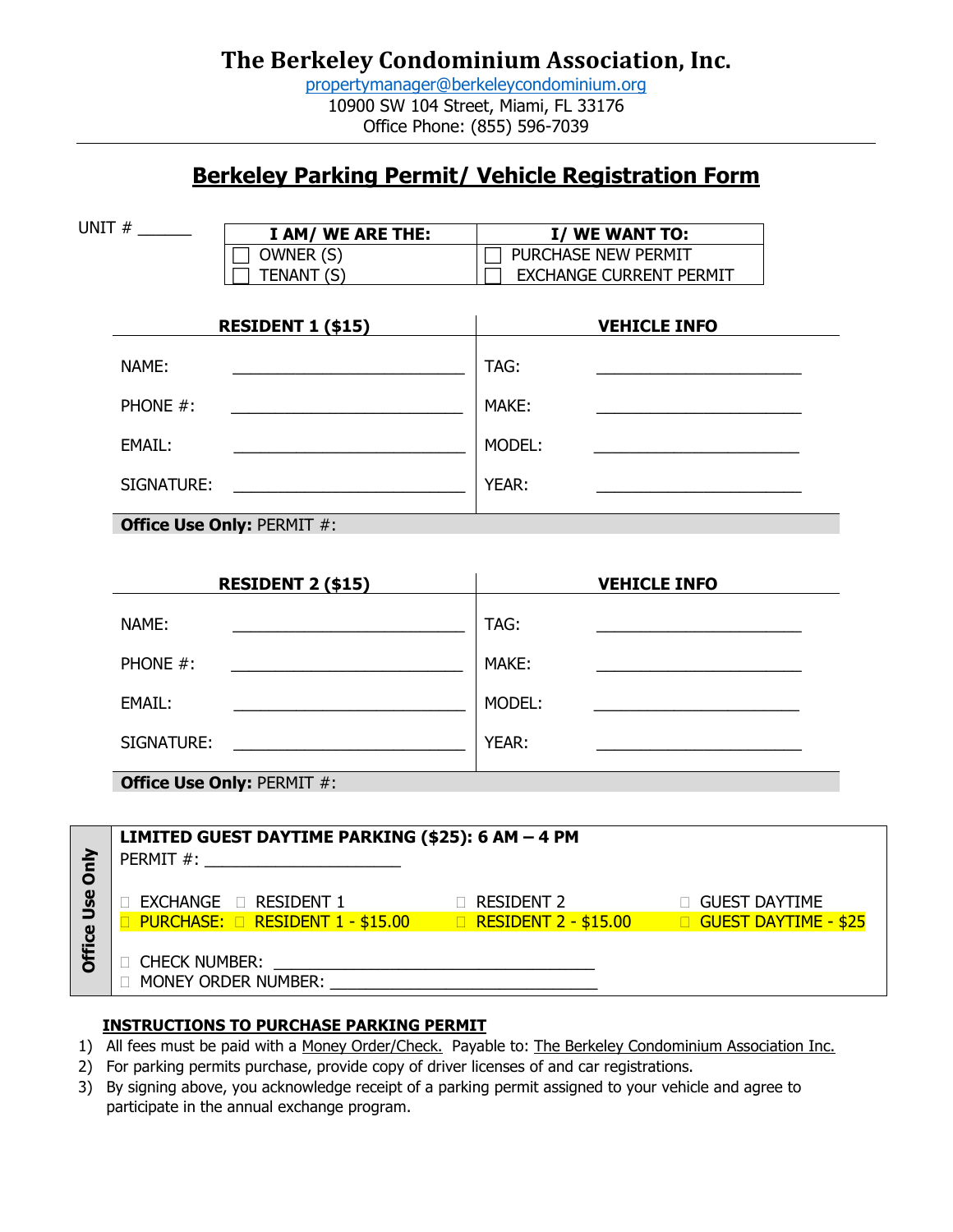# The Berkeley Condominium Association, Inc.

propertymanager@berkeleycondominium.org
10900 SW 104 Street, Miami, FL 33176
Office Phone: (855) 596-7039

---

## Berkeley Parking Permit/ Vehicle Registration Form

UNIT # ______

| I AM/ WE ARE THE: | I/ WE WANT TO: |
|---|---|
| ☐ OWNER (S) | ☐ PURCHASE NEW PERMIT |
| ☐ TENANT (S) | ☐ EXCHANGE CURRENT PERMIT |

| RESIDENT 1 ($15) | | VEHICLE INFO | |
|---|---|---|---|
| NAME: | ______________________ | TAG: | ______________________ |
| PHONE #: | ______________________ | MAKE: | ______________________ |
| EMAIL: | ______________________ | MODEL: | ______________________ |
| SIGNATURE: | ______________________ | YEAR: | ______________________ |

**Office Use Only:** PERMIT #:

| RESIDENT 2 ($15) | | VEHICLE INFO | |
|---|---|---|---|
| NAME: | ______________________ | TAG: | ______________________ |
| PHONE #: | ______________________ | MAKE: | ______________________ |
| EMAIL: | ______________________ | MODEL: | ______________________ |
| SIGNATURE: | ______________________ | YEAR: | ______________________ |

**Office Use Only:** PERMIT #:

**Office Use Only**

**LIMITED GUEST DAYTIME PARKING ($25): 6 AM – 4 PM**
PERMIT #: ______________________

| | | | |
|---|---|---|---|
| ☐ EXCHANGE | ☐ RESIDENT 1 | ☐ RESIDENT 2 | ☐ GUEST DAYTIME |
| ☐ PURCHASE: | ☐ RESIDENT 1 - $15.00 | ☐ RESIDENT 2 - $15.00 | ☐ GUEST DAYTIME - $25 |

☐ CHECK NUMBER: ________________________________

☐ MONEY ORDER NUMBER: ____________________________

**INSTRUCTIONS TO PURCHASE PARKING PERMIT**

1) All fees must be paid with a Money Order/Check. Payable to: The Berkeley Condominium Association Inc.
2) For parking permits purchase, provide copy of driver licenses of and car registrations.
3) By signing above, you acknowledge receipt of a parking permit assigned to your vehicle and agree to participate in the annual exchange program.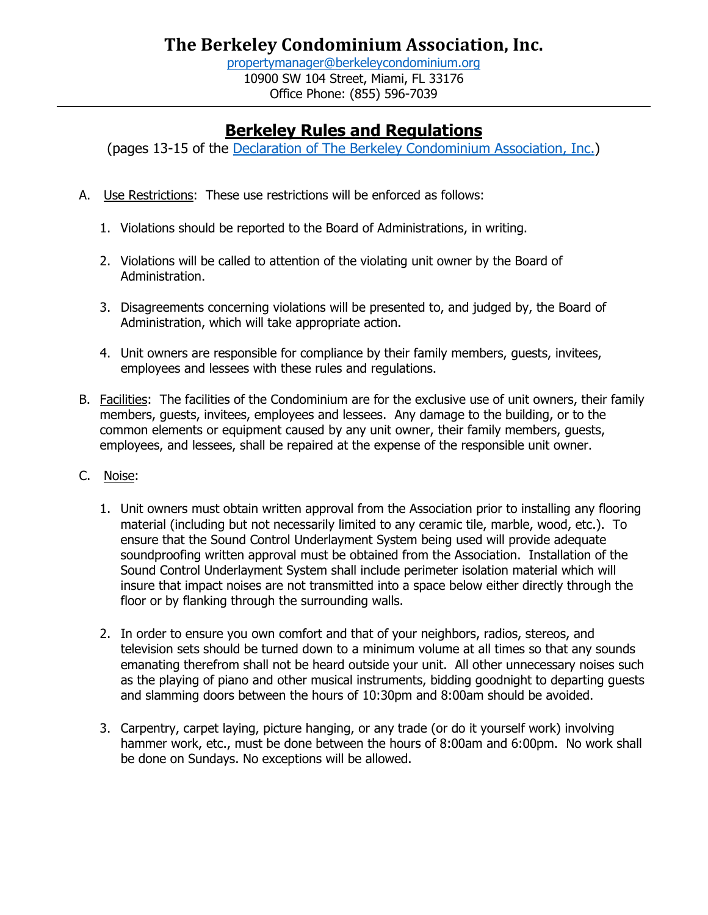# The Berkeley Condominium Association, Inc.

propertymanager@berkeleycondominium.org
10900 SW 104 Street, Miami, FL 33176
Office Phone: (855) 596-7039

---

## **Berkeley Rules and Regulations**

(pages 13-15 of the Declaration of The Berkeley Condominium Association, Inc.)

A. Use Restrictions: These use restrictions will be enforced as follows:

   1. Violations should be reported to the Board of Administrations, in writing.

   2. Violations will be called to attention of the violating unit owner by the Board of Administration.

   3. Disagreements concerning violations will be presented to, and judged by, the Board of Administration, which will take appropriate action.

   4. Unit owners are responsible for compliance by their family members, guests, invitees, employees and lessees with these rules and regulations.

B. Facilities: The facilities of the Condominium are for the exclusive use of unit owners, their family members, guests, invitees, employees and lessees. Any damage to the building, or to the common elements or equipment caused by any unit owner, their family members, guests, employees, and lessees, shall be repaired at the expense of the responsible unit owner.

C. Noise:

   1. Unit owners must obtain written approval from the Association prior to installing any flooring material (including but not necessarily limited to any ceramic tile, marble, wood, etc.). To ensure that the Sound Control Underlayment System being used will provide adequate soundproofing written approval must be obtained from the Association. Installation of the Sound Control Underlayment System shall include perimeter isolation material which will insure that impact noises are not transmitted into a space below either directly through the floor or by flanking through the surrounding walls.

   2. In order to ensure you own comfort and that of your neighbors, radios, stereos, and television sets should be turned down to a minimum volume at all times so that any sounds emanating therefrom shall not be heard outside your unit. All other unnecessary noises such as the playing of piano and other musical instruments, bidding goodnight to departing guests and slamming doors between the hours of 10:30pm and 8:00am should be avoided.

   3. Carpentry, carpet laying, picture hanging, or any trade (or do it yourself work) involving hammer work, etc., must be done between the hours of 8:00am and 6:00pm. No work shall be done on Sundays. No exceptions will be allowed.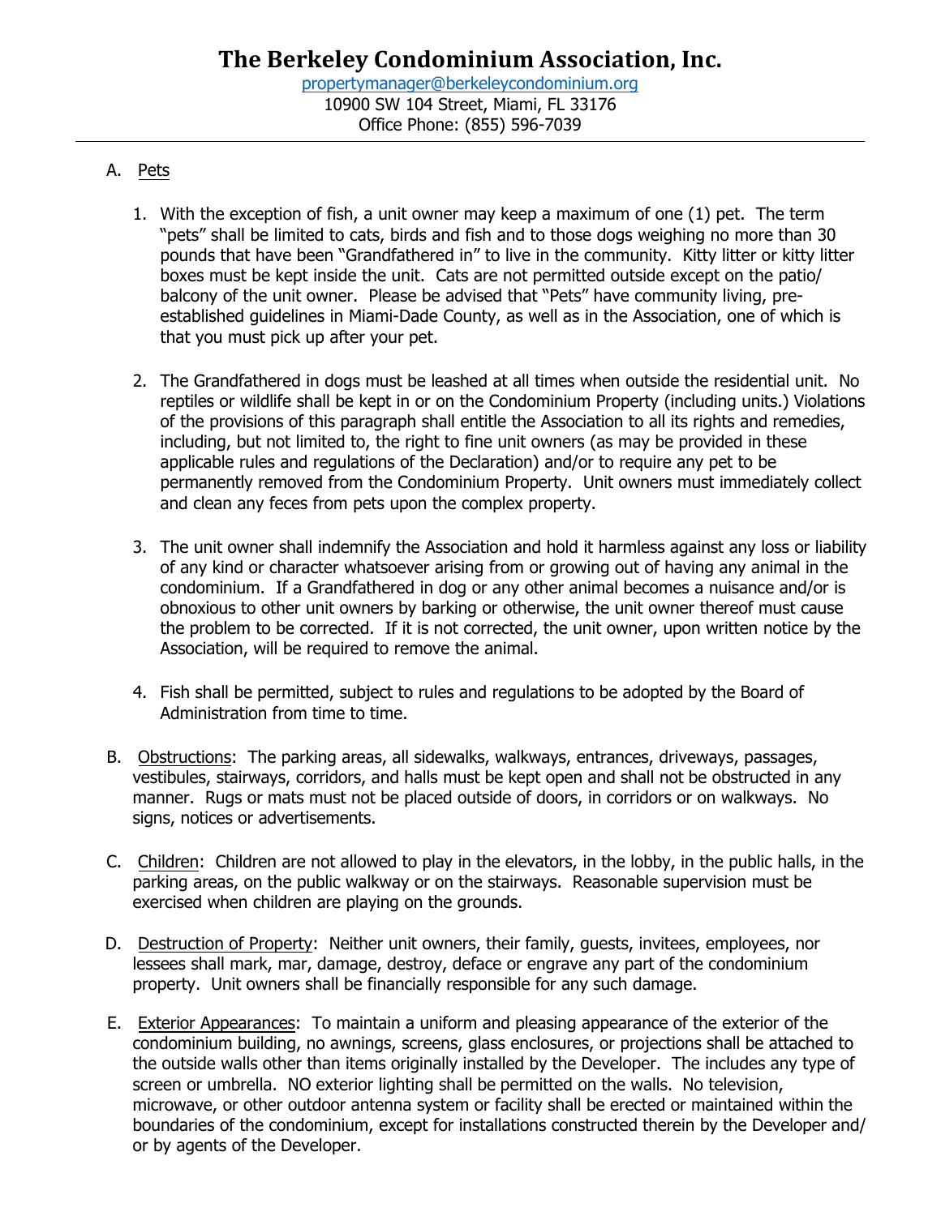# The Berkeley Condominium Association, Inc.

propertymanager@berkeleycondominium.org
10900 SW 104 Street, Miami, FL 33176
Office Phone: (855) 596-7039

---

A. Pets

1. With the exception of fish, a unit owner may keep a maximum of one (1) pet. The term "pets" shall be limited to cats, birds and fish and to those dogs weighing no more than 30 pounds that have been "Grandfathered in" to live in the community. Kitty litter or kitty litter boxes must be kept inside the unit. Cats are not permitted outside except on the patio/ balcony of the unit owner. Please be advised that "Pets" have community living, pre-established guidelines in Miami-Dade County, as well as in the Association, one of which is that you must pick up after your pet.

2. The Grandfathered in dogs must be leashed at all times when outside the residential unit. No reptiles or wildlife shall be kept in or on the Condominium Property (including units.) Violations of the provisions of this paragraph shall entitle the Association to all its rights and remedies, including, but not limited to, the right to fine unit owners (as may be provided in these applicable rules and regulations of the Declaration) and/or to require any pet to be permanently removed from the Condominium Property. Unit owners must immediately collect and clean any feces from pets upon the complex property.

3. The unit owner shall indemnify the Association and hold it harmless against any loss or liability of any kind or character whatsoever arising from or growing out of having any animal in the condominium. If a Grandfathered in dog or any other animal becomes a nuisance and/or is obnoxious to other unit owners by barking or otherwise, the unit owner thereof must cause the problem to be corrected. If it is not corrected, the unit owner, upon written notice by the Association, will be required to remove the animal.

4. Fish shall be permitted, subject to rules and regulations to be adopted by the Board of Administration from time to time.

B. Obstructions: The parking areas, all sidewalks, walkways, entrances, driveways, passages, vestibules, stairways, corridors, and halls must be kept open and shall not be obstructed in any manner. Rugs or mats must not be placed outside of doors, in corridors or on walkways. No signs, notices or advertisements.

C. Children: Children are not allowed to play in the elevators, in the lobby, in the public halls, in the parking areas, on the public walkway or on the stairways. Reasonable supervision must be exercised when children are playing on the grounds.

D. Destruction of Property: Neither unit owners, their family, guests, invitees, employees, nor lessees shall mark, mar, damage, destroy, deface or engrave any part of the condominium property. Unit owners shall be financially responsible for any such damage.

E. Exterior Appearances: To maintain a uniform and pleasing appearance of the exterior of the condominium building, no awnings, screens, glass enclosures, or projections shall be attached to the outside walls other than items originally installed by the Developer. The includes any type of screen or umbrella. NO exterior lighting shall be permitted on the walls. No television, microwave, or other outdoor antenna system or facility shall be erected or maintained within the boundaries of the condominium, except for installations constructed therein by the Developer and/ or by agents of the Developer.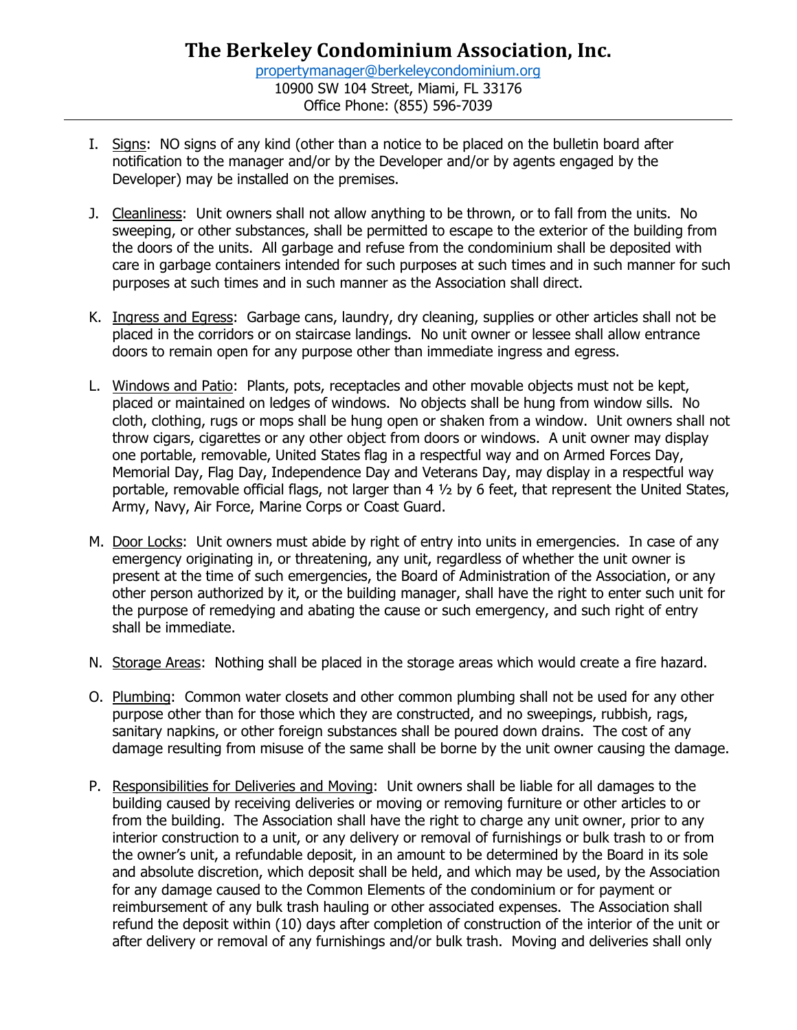# The Berkeley Condominium Association, Inc.

propertymanager@berkeleycondominium.org
10900 SW 104 Street, Miami, FL 33176
Office Phone: (855) 596-7039

---

I. Signs: NO signs of any kind (other than a notice to be placed on the bulletin board after notification to the manager and/or by the Developer and/or by agents engaged by the Developer) may be installed on the premises.

J. Cleanliness: Unit owners shall not allow anything to be thrown, or to fall from the units. No sweeping, or other substances, shall be permitted to escape to the exterior of the building from the doors of the units. All garbage and refuse from the condominium shall be deposited with care in garbage containers intended for such purposes at such times and in such manner for such purposes at such times and in such manner as the Association shall direct.

K. Ingress and Egress: Garbage cans, laundry, dry cleaning, supplies or other articles shall not be placed in the corridors or on staircase landings. No unit owner or lessee shall allow entrance doors to remain open for any purpose other than immediate ingress and egress.

L. Windows and Patio: Plants, pots, receptacles and other movable objects must not be kept, placed or maintained on ledges of windows. No objects shall be hung from window sills. No cloth, clothing, rugs or mops shall be hung open or shaken from a window. Unit owners shall not throw cigars, cigarettes or any other object from doors or windows. A unit owner may display one portable, removable, United States flag in a respectful way and on Armed Forces Day, Memorial Day, Flag Day, Independence Day and Veterans Day, may display in a respectful way portable, removable official flags, not larger than 4 ½ by 6 feet, that represent the United States, Army, Navy, Air Force, Marine Corps or Coast Guard.

M. Door Locks: Unit owners must abide by right of entry into units in emergencies. In case of any emergency originating in, or threatening, any unit, regardless of whether the unit owner is present at the time of such emergencies, the Board of Administration of the Association, or any other person authorized by it, or the building manager, shall have the right to enter such unit for the purpose of remedying and abating the cause or such emergency, and such right of entry shall be immediate.

N. Storage Areas: Nothing shall be placed in the storage areas which would create a fire hazard.

O. Plumbing: Common water closets and other common plumbing shall not be used for any other purpose other than for those which they are constructed, and no sweepings, rubbish, rags, sanitary napkins, or other foreign substances shall be poured down drains. The cost of any damage resulting from misuse of the same shall be borne by the unit owner causing the damage.

P. Responsibilities for Deliveries and Moving: Unit owners shall be liable for all damages to the building caused by receiving deliveries or moving or removing furniture or other articles to or from the building. The Association shall have the right to charge any unit owner, prior to any interior construction to a unit, or any delivery or removal of furnishings or bulk trash to or from the owner's unit, a refundable deposit, in an amount to be determined by the Board in its sole and absolute discretion, which deposit shall be held, and which may be used, by the Association for any damage caused to the Common Elements of the condominium or for payment or reimbursement of any bulk trash hauling or other associated expenses. The Association shall refund the deposit within (10) days after completion of construction of the interior of the unit or after delivery or removal of any furnishings and/or bulk trash. Moving and deliveries shall only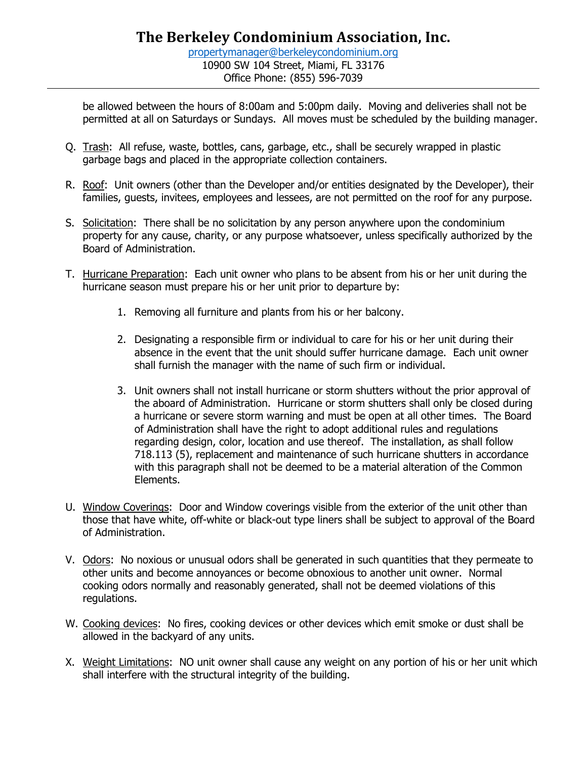be allowed between the hours of 8:00am and 5:00pm daily. Moving and deliveries shall not be permitted at all on Saturdays or Sundays. All moves must be scheduled by the building manager.

Q. Trash: All refuse, waste, bottles, cans, garbage, etc., shall be securely wrapped in plastic garbage bags and placed in the appropriate collection containers.

R. Roof: Unit owners (other than the Developer and/or entities designated by the Developer), their families, guests, invitees, employees and lessees, are not permitted on the roof for any purpose.

S. Solicitation: There shall be no solicitation by any person anywhere upon the condominium property for any cause, charity, or any purpose whatsoever, unless specifically authorized by the Board of Administration.

T. Hurricane Preparation: Each unit owner who plans to be absent from his or her unit during the hurricane season must prepare his or her unit prior to departure by:

   1. Removing all furniture and plants from his or her balcony.

   2. Designating a responsible firm or individual to care for his or her unit during their absence in the event that the unit should suffer hurricane damage. Each unit owner shall furnish the manager with the name of such firm or individual.

   3. Unit owners shall not install hurricane or storm shutters without the prior approval of the aboard of Administration. Hurricane or storm shutters shall only be closed during a hurricane or severe storm warning and must be open at all other times. The Board of Administration shall have the right to adopt additional rules and regulations regarding design, color, location and use thereof. The installation, as shall follow 718.113 (5), replacement and maintenance of such hurricane shutters in accordance with this paragraph shall not be deemed to be a material alteration of the Common Elements.

U. Window Coverings: Door and Window coverings visible from the exterior of the unit other than those that have white, off-white or black-out type liners shall be subject to approval of the Board of Administration.

V. Odors: No noxious or unusual odors shall be generated in such quantities that they permeate to other units and become annoyances or become obnoxious to another unit owner. Normal cooking odors normally and reasonably generated, shall not be deemed violations of this regulations.

W. Cooking devices: No fires, cooking devices or other devices which emit smoke or dust shall be allowed in the backyard of any units.

X. Weight Limitations: NO unit owner shall cause any weight on any portion of his or her unit which shall interfere with the structural integrity of the building.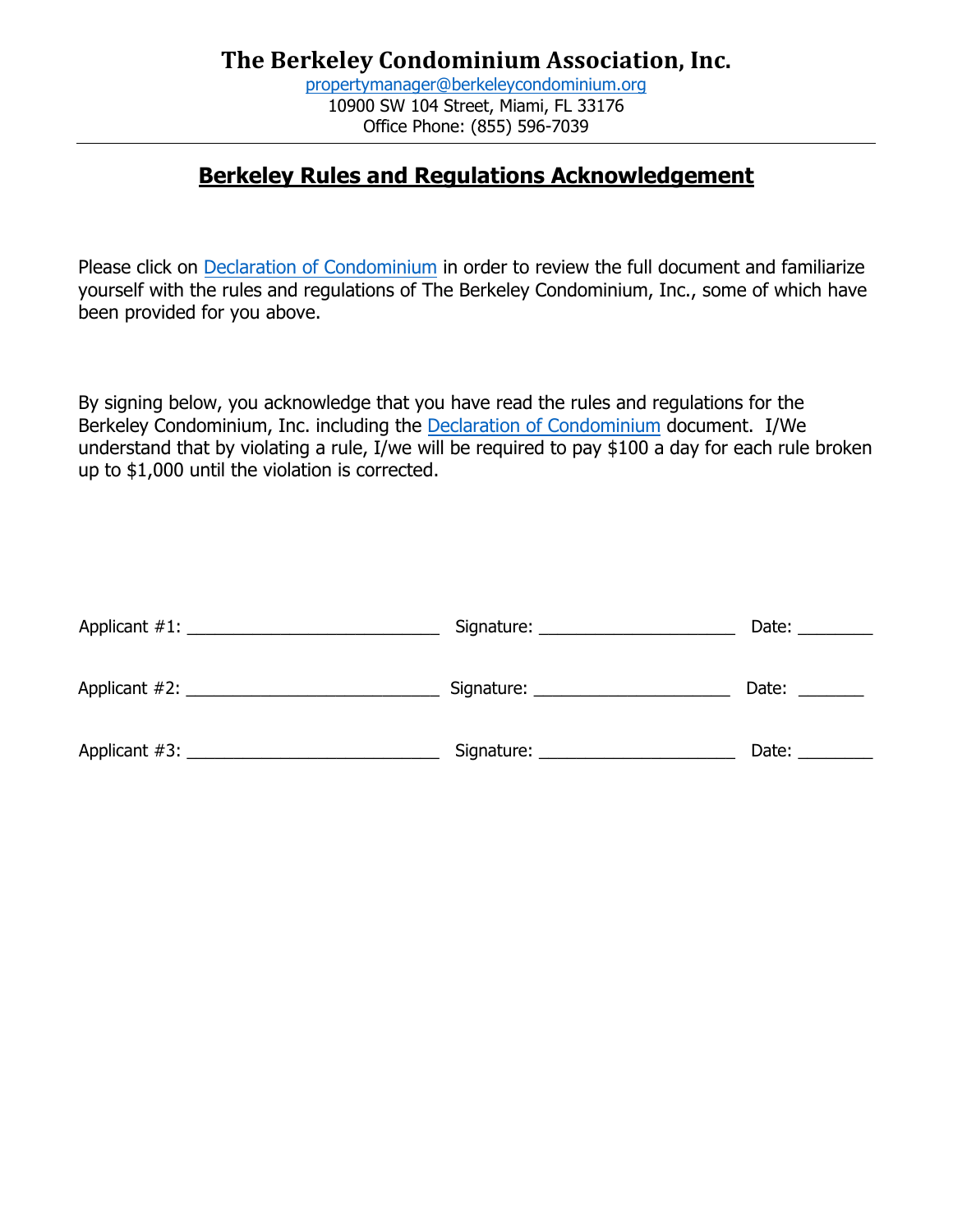# The Berkeley Condominium Association, Inc.

propertymanager@berkeleycondominium.org
10900 SW 104 Street, Miami, FL 33176
Office Phone: (855) 596-7039

---

## Berkeley Rules and Regulations Acknowledgement

Please click on Declaration of Condominium in order to review the full document and familiarize yourself with the rules and regulations of The Berkeley Condominium, Inc., some of which have been provided for you above.

By signing below, you acknowledge that you have read the rules and regulations for the Berkeley Condominium, Inc. including the Declaration of Condominium document. I/We understand that by violating a rule, I/we will be required to pay $100 a day for each rule broken up to $1,000 until the violation is corrected.

Applicant #1: ___________________________ Signature: _____________________ Date: ________

Applicant #2: ___________________________ Signature: _____________________ Date: _______

Applicant #3: ___________________________ Signature: _____________________ Date: ________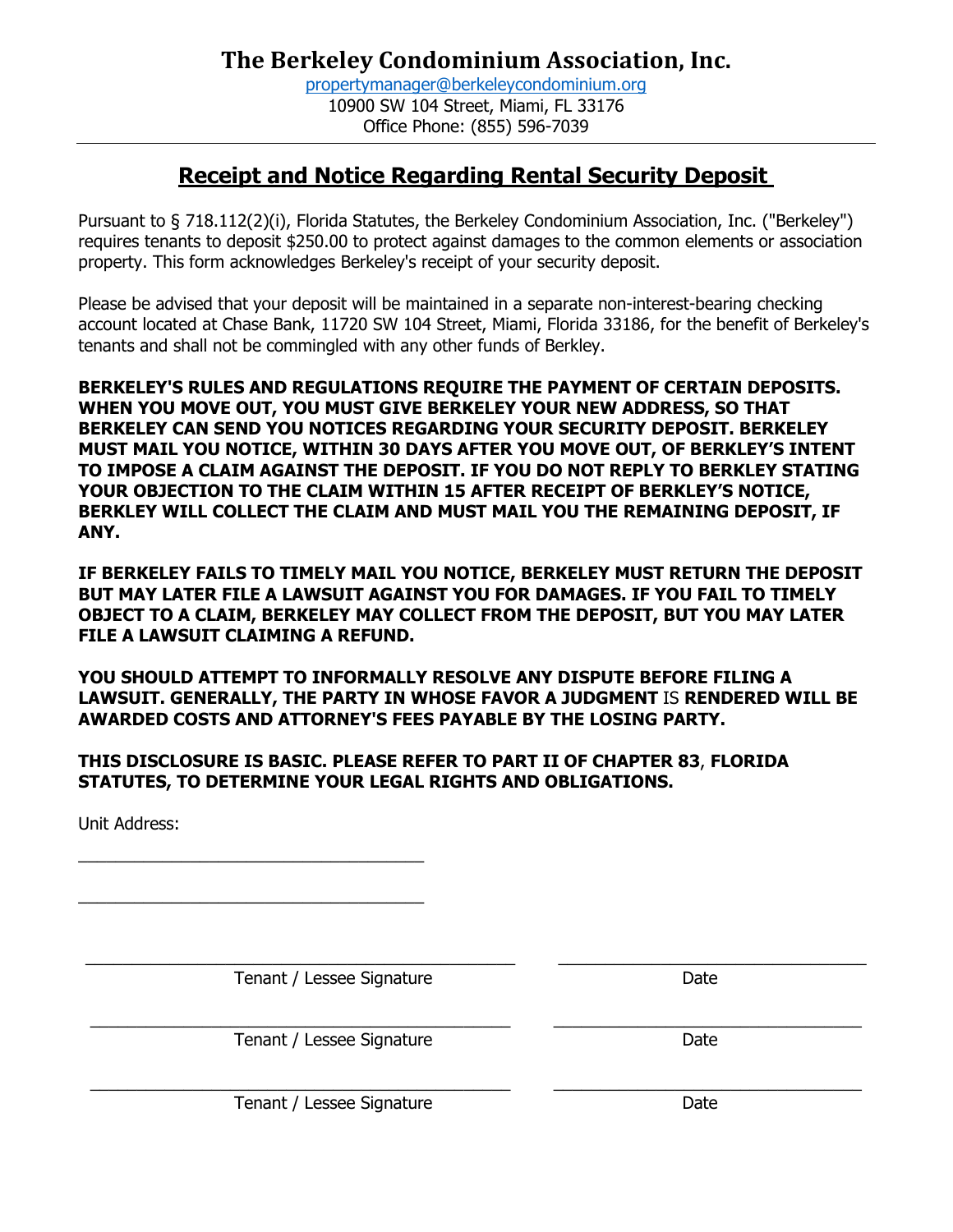# The Berkeley Condominium Association, Inc.

propertymanager@berkeleycondominium.org
10900 SW 104 Street, Miami, FL 33176
Office Phone: (855) 596-7039

## Receipt and Notice Regarding Rental Security Deposit

Pursuant to § 718.112(2)(i), Florida Statutes, the Berkeley Condominium Association, Inc. ("Berkeley") requires tenants to deposit $250.00 to protect against damages to the common elements or association property. This form acknowledges Berkeley's receipt of your security deposit.

Please be advised that your deposit will be maintained in a separate non-interest-bearing checking account located at Chase Bank, 11720 SW 104 Street, Miami, Florida 33186, for the benefit of Berkeley's tenants and shall not be commingled with any other funds of Berkley.

**BERKELEY'S RULES AND REGULATIONS REQUIRE THE PAYMENT OF CERTAIN DEPOSITS. WHEN YOU MOVE OUT, YOU MUST GIVE BERKELEY YOUR NEW ADDRESS, SO THAT BERKELEY CAN SEND YOU NOTICES REGARDING YOUR SECURITY DEPOSIT. BERKELEY MUST MAIL YOU NOTICE, WITHIN 30 DAYS AFTER YOU MOVE OUT, OF BERKLEY'S INTENT TO IMPOSE A CLAIM AGAINST THE DEPOSIT. IF YOU DO NOT REPLY TO BERKLEY STATING YOUR OBJECTION TO THE CLAIM WITHIN 15 AFTER RECEIPT OF BERKLEY'S NOTICE, BERKLEY WILL COLLECT THE CLAIM AND MUST MAIL YOU THE REMAINING DEPOSIT, IF ANY.**

**IF BERKELEY FAILS TO TIMELY MAIL YOU NOTICE, BERKELEY MUST RETURN THE DEPOSIT BUT MAY LATER FILE A LAWSUIT AGAINST YOU FOR DAMAGES. IF YOU FAIL TO TIMELY OBJECT TO A CLAIM, BERKELEY MAY COLLECT FROM THE DEPOSIT, BUT YOU MAY LATER FILE A LAWSUIT CLAIMING A REFUND.**

**YOU SHOULD ATTEMPT TO INFORMALLY RESOLVE ANY DISPUTE BEFORE FILING A LAWSUIT. GENERALLY, THE PARTY IN WHOSE FAVOR A JUDGMENT** IS **RENDERED WILL BE AWARDED COSTS AND ATTORNEY'S FEES PAYABLE BY THE LOSING PARTY.**

**THIS DISCLOSURE IS BASIC. PLEASE REFER TO PART II OF CHAPTER 83**, **FLORIDA STATUTES, TO DETERMINE YOUR LEGAL RIGHTS AND OBLIGATIONS.**

Unit Address:

______________________________________

______________________________________

______________________________________ Tenant / Lessee Signature ______________________ Date

______________________________________ Tenant / Lessee Signature ______________________ Date

______________________________________ Tenant / Lessee Signature ______________________ Date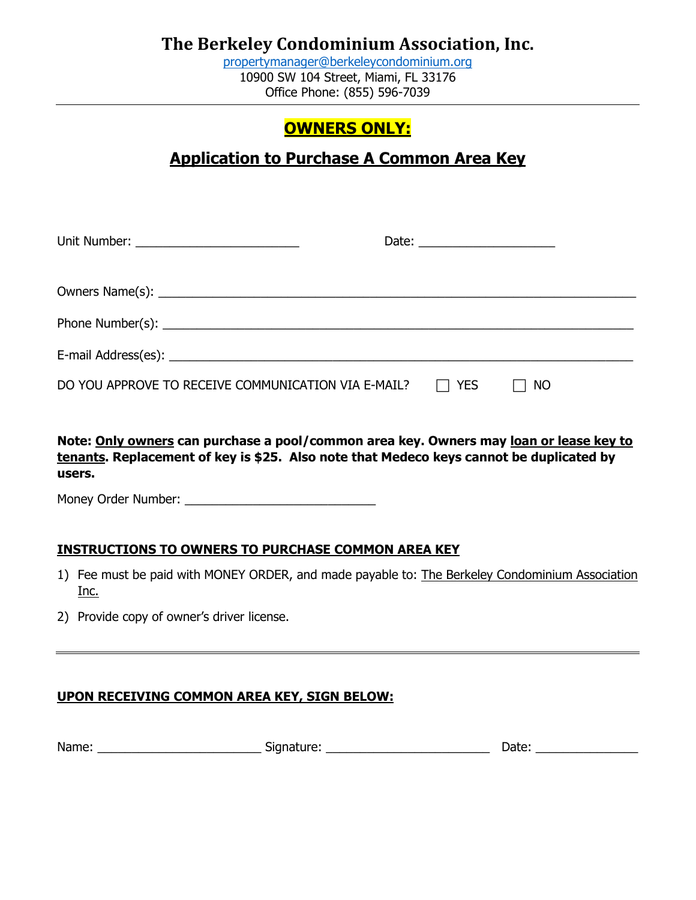# The Berkeley Condominium Association, Inc.

propertymanager@berkeleycondominium.org
10900 SW 104 Street, Miami, FL 33176
Office Phone: (855) 596-7039

---

## OWNERS ONLY:

## Application to Purchase A Common Area Key

Unit Number: ________________________ Date: ____________________

Owners Name(s): ______________________________________________________________________

Phone Number(s): _____________________________________________________________________

E-mail Address(es): ___________________________________________________________________

DO YOU APPROVE TO RECEIVE COMMUNICATION VIA E-MAIL? ☐ YES ☐ NO

**Note: Only owners can purchase a pool/common area key. Owners may loan or lease key to tenants. Replacement of key is $25. Also note that Medeco keys cannot be duplicated by users.**

Money Order Number: ____________________________

### INSTRUCTIONS TO OWNERS TO PURCHASE COMMON AREA KEY

1) Fee must be paid with MONEY ORDER, and made payable to: The Berkeley Condominium Association Inc.
2) Provide copy of owner's driver license.

---

### UPON RECEIVING COMMON AREA KEY, SIGN BELOW:

Name: ________________________ Signature: ________________________ Date: _______________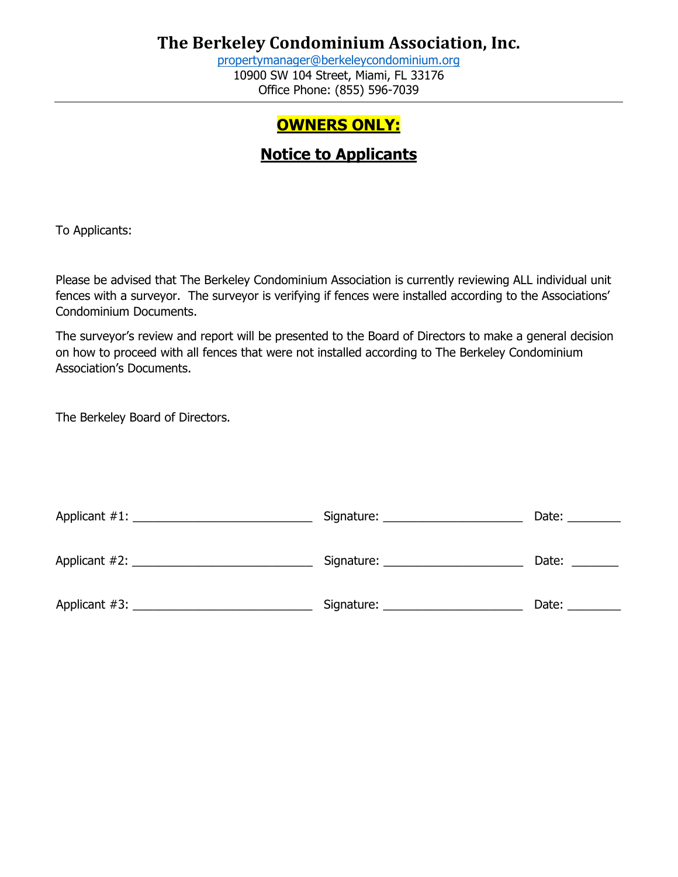# The Berkeley Condominium Association, Inc.

propertymanager@berkeleycondominium.org
10900 SW 104 Street, Miami, FL 33176
Office Phone: (855) 596-7039

---

## **OWNERS ONLY:**

## Notice to Applicants

To Applicants:

Please be advised that The Berkeley Condominium Association is currently reviewing ALL individual unit fences with a surveyor. The surveyor is verifying if fences were installed according to the Associations' Condominium Documents.

The surveyor's review and report will be presented to the Board of Directors to make a general decision on how to proceed with all fences that were not installed according to The Berkeley Condominium Association's Documents.

The Berkeley Board of Directors.

Applicant #1: ___________________________ Signature: _____________________ Date: ________

Applicant #2: ___________________________ Signature: _____________________ Date: _______

Applicant #3: ___________________________ Signature: _____________________ Date: ________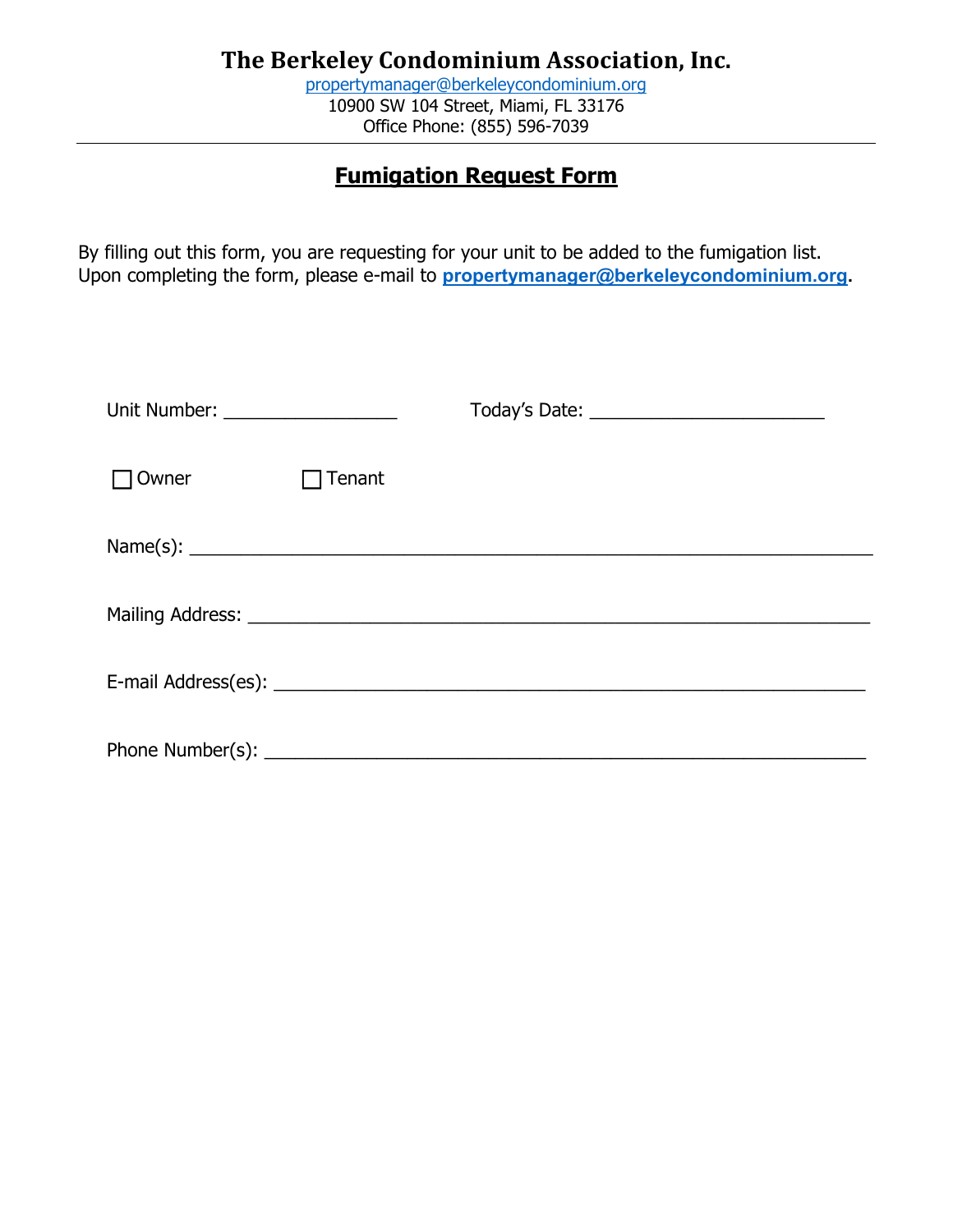# The Berkeley Condominium Association, Inc.

propertymanager@berkeleycondominium.org
10900 SW 104 Street, Miami, FL 33176
Office Phone: (855) 596-7039

---

## Fumigation Request Form

By filling out this form, you are requesting for your unit to be added to the fumigation list. Upon completing the form, please e-mail to **propertymanager@berkeleycondominium.org**.

Unit Number: _________________ Today's Date: _______________________

☐ Owner ☐ Tenant

Name(s): ___________________________________________________________________

Mailing Address: _____________________________________________________________

E-mail Address(es): ___________________________________________________________

Phone Number(s): ____________________________________________________________